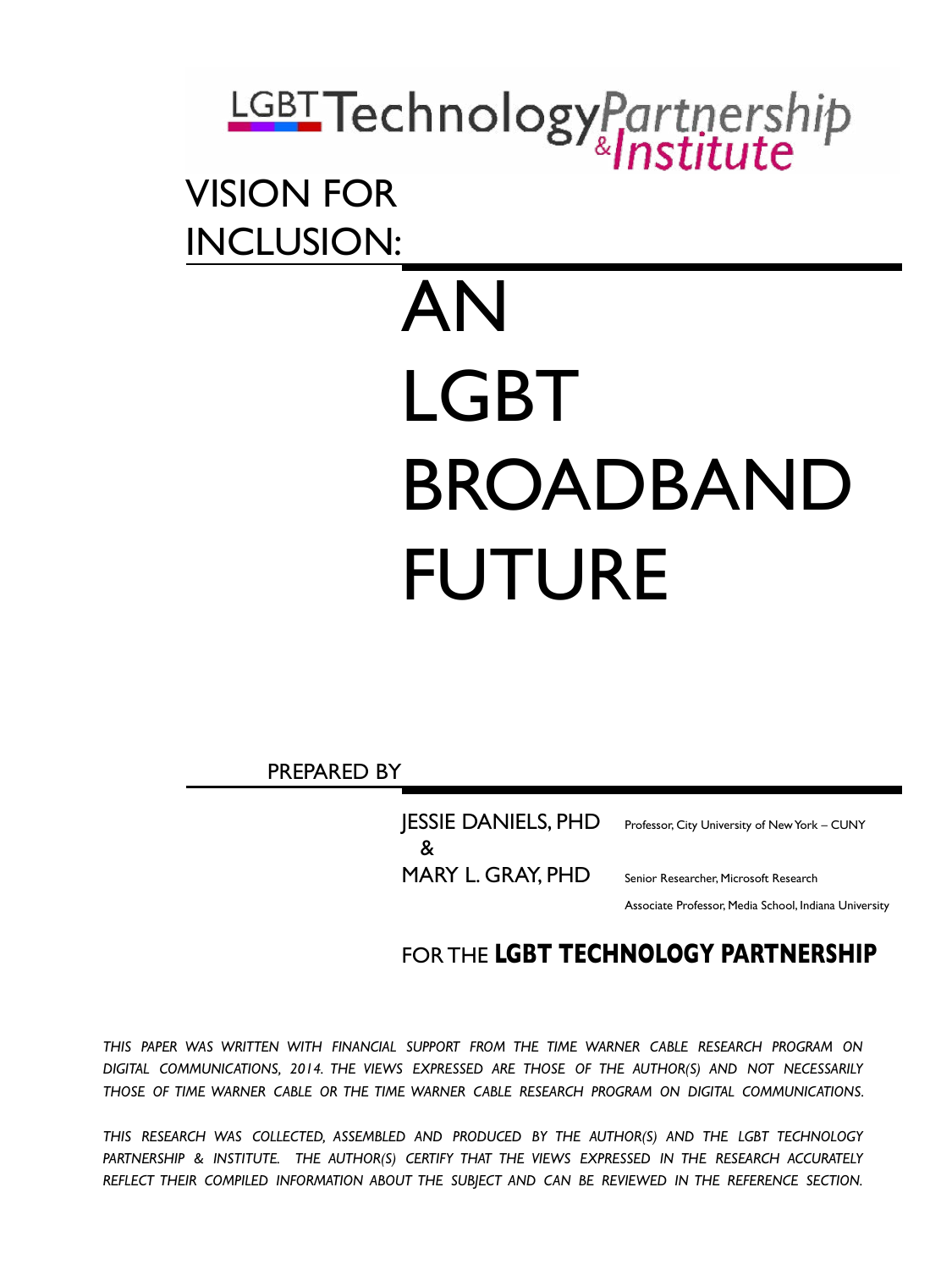LGBT Technology Partnership & Institute

# VISION FOR INCLUSION: AN LGBT BROADBAND FUTURE

PREPARED BY

JESSIE DANIELS, PHD — Professor, City University of New York – CUNY

&

MARY L. GRAY, PHD — Senior Researcher, Microsoft Research; Associate Professor, Media School, Indiana University

FOR THE **LGBT TECHNOLOGY PARTNERSHIP**

*THIS PAPER WAS WRITTEN WITH FINANCIAL SUPPORT FROM THE TIME WARNER CABLE RESEARCH PROGRAM ON DIGITAL COMMUNICATIONS, 2014. THE VIEWS EXPRESSED ARE THOSE OF THE AUTHOR(S) AND NOT NECESSARILY THOSE OF TIME WARNER CABLE OR THE TIME WARNER CABLE RESEARCH PROGRAM ON DIGITAL COMMUNICATIONS.*

*THIS RESEARCH WAS COLLECTED, ASSEMBLED AND PRODUCED BY THE AUTHOR(S) AND THE LGBT TECHNOLOGY PARTNERSHIP & INSTITUTE. THE AUTHOR(S) CERTIFY THAT THE VIEWS EXPRESSED IN THE RESEARCH ACCURATELY REFLECT THEIR COMPILED INFORMATION ABOUT THE SUBJECT AND CAN BE REVIEWED IN THE REFERENCE SECTION.*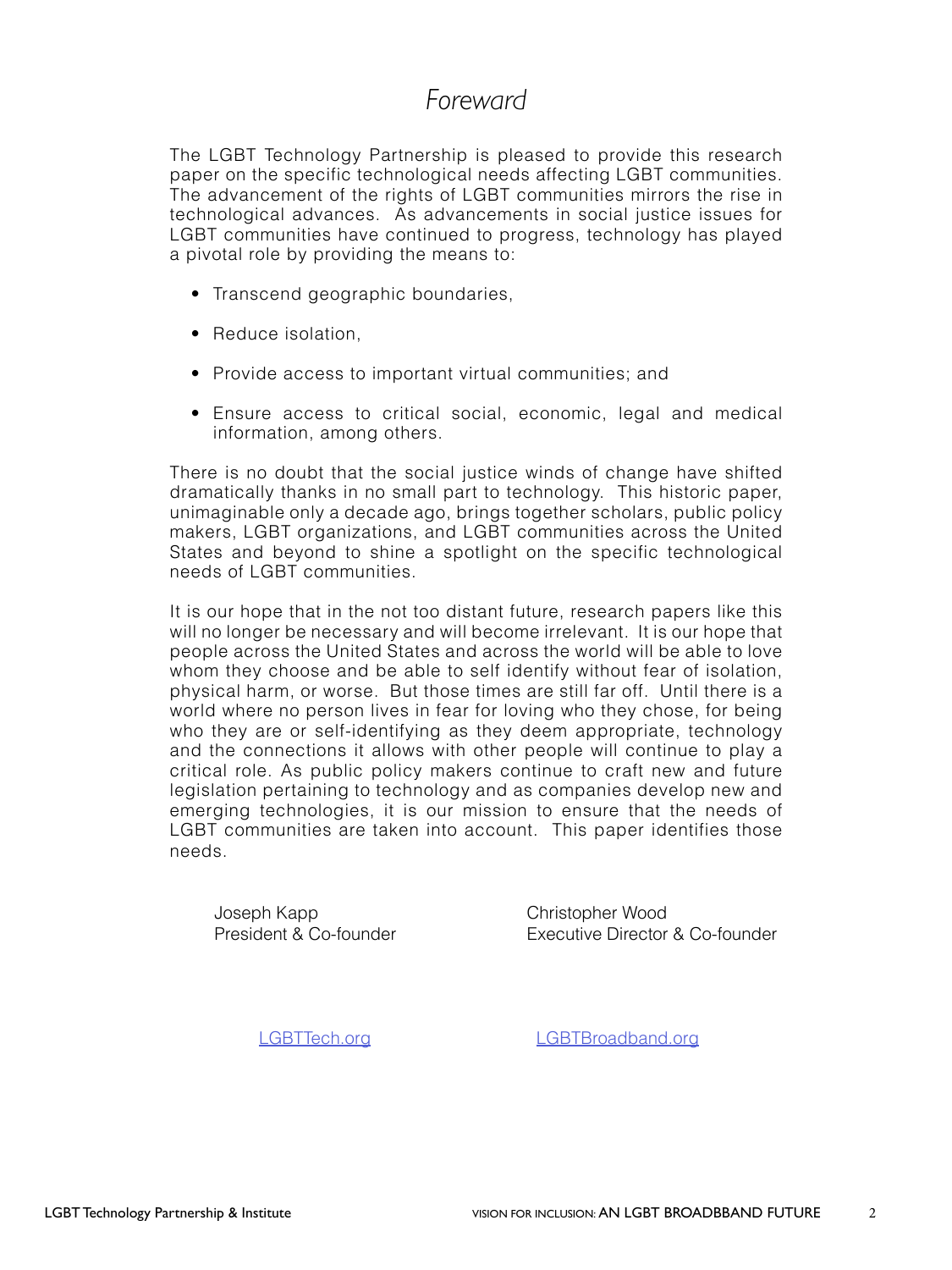# *Foreward*

The LGBT Technology Partnership is pleased to provide this research paper on the specific technological needs affecting LGBT communities. The advancement of the rights of LGBT communities mirrors the rise in technological advances. As advancements in social justice issues for LGBT communities have continued to progress, technology has played a pivotal role by providing the means to:

- Transcend geographic boundaries,
- Reduce isolation,
- Provide access to important virtual communities; and
- Ensure access to critical social, economic, legal and medical information, among others.

There is no doubt that the social justice winds of change have shifted dramatically thanks in no small part to technology. This historic paper, unimaginable only a decade ago, brings together scholars, public policy makers, LGBT organizations, and LGBT communities across the United States and beyond to shine a spotlight on the specific technological needs of LGBT communities.

It is our hope that in the not too distant future, research papers like this will no longer be necessary and will become irrelevant. It is our hope that people across the United States and across the world will be able to love whom they choose and be able to self identify without fear of isolation, physical harm, or worse. But those times are still far off. Until there is a world where no person lives in fear for loving who they chose, for being who they are or self-identifying as they deem appropriate, technology and the connections it allows with other people will continue to play a critical role. As public policy makers continue to craft new and future legislation pertaining to technology and as companies develop new and emerging technologies, it is our mission to ensure that the needs of LGBT communities are taken into account. This paper identifies those needs.

Joseph Kapp
President & Co-founder

Christopher Wood
Executive Director & Co-founder

LGBTTech.org

LGBTBroadband.org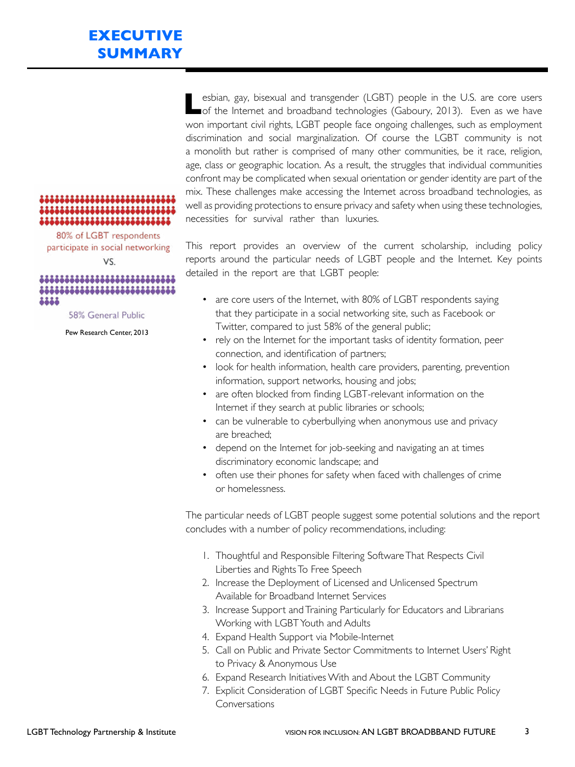# EXECUTIVE SUMMARY

80% of LGBT respondents participate in social networking

VS.

58% General Public

Pew Research Center, 2013

Lesbian, gay, bisexual and transgender (LGBT) people in the U.S. are core users of the Internet and broadband technologies (Gaboury, 2013). Even as we have won important civil rights, LGBT people face ongoing challenges, such as employment discrimination and social marginalization. Of course the LGBT community is not a monolith but rather is comprised of many other communities, be it race, religion, age, class or geographic location. As a result, the struggles that individual communities confront may be complicated when sexual orientation or gender identity are part of the mix. These challenges make accessing the Internet across broadband technologies, as well as providing protections to ensure privacy and safety when using these technologies, necessities for survival rather than luxuries.

This report provides an overview of the current scholarship, including policy reports around the particular needs of LGBT people and the Internet. Key points detailed in the report are that LGBT people:

- are core users of the Internet, with 80% of LGBT respondents saying that they participate in a social networking site, such as Facebook or Twitter, compared to just 58% of the general public;
- rely on the Internet for the important tasks of identity formation, peer connection, and identification of partners;
- look for health information, health care providers, parenting, prevention information, support networks, housing and jobs;
- are often blocked from finding LGBT-relevant information on the Internet if they search at public libraries or schools;
- can be vulnerable to cyberbullying when anonymous use and privacy are breached;
- depend on the Internet for job-seeking and navigating an at times discriminatory economic landscape; and
- often use their phones for safety when faced with challenges of crime or homelessness.

The particular needs of LGBT people suggest some potential solutions and the report concludes with a number of policy recommendations, including:

1. Thoughtful and Responsible Filtering Software That Respects Civil Liberties and Rights To Free Speech
2. Increase the Deployment of Licensed and Unlicensed Spectrum Available for Broadband Internet Services
3. Increase Support and Training Particularly for Educators and Librarians Working with LGBT Youth and Adults
4. Expand Health Support via Mobile-Internet
5. Call on Public and Private Sector Commitments to Internet Users' Right to Privacy & Anonymous Use
6. Expand Research Initiatives With and About the LGBT Community
7. Explicit Consideration of LGBT Specific Needs in Future Public Policy Conversations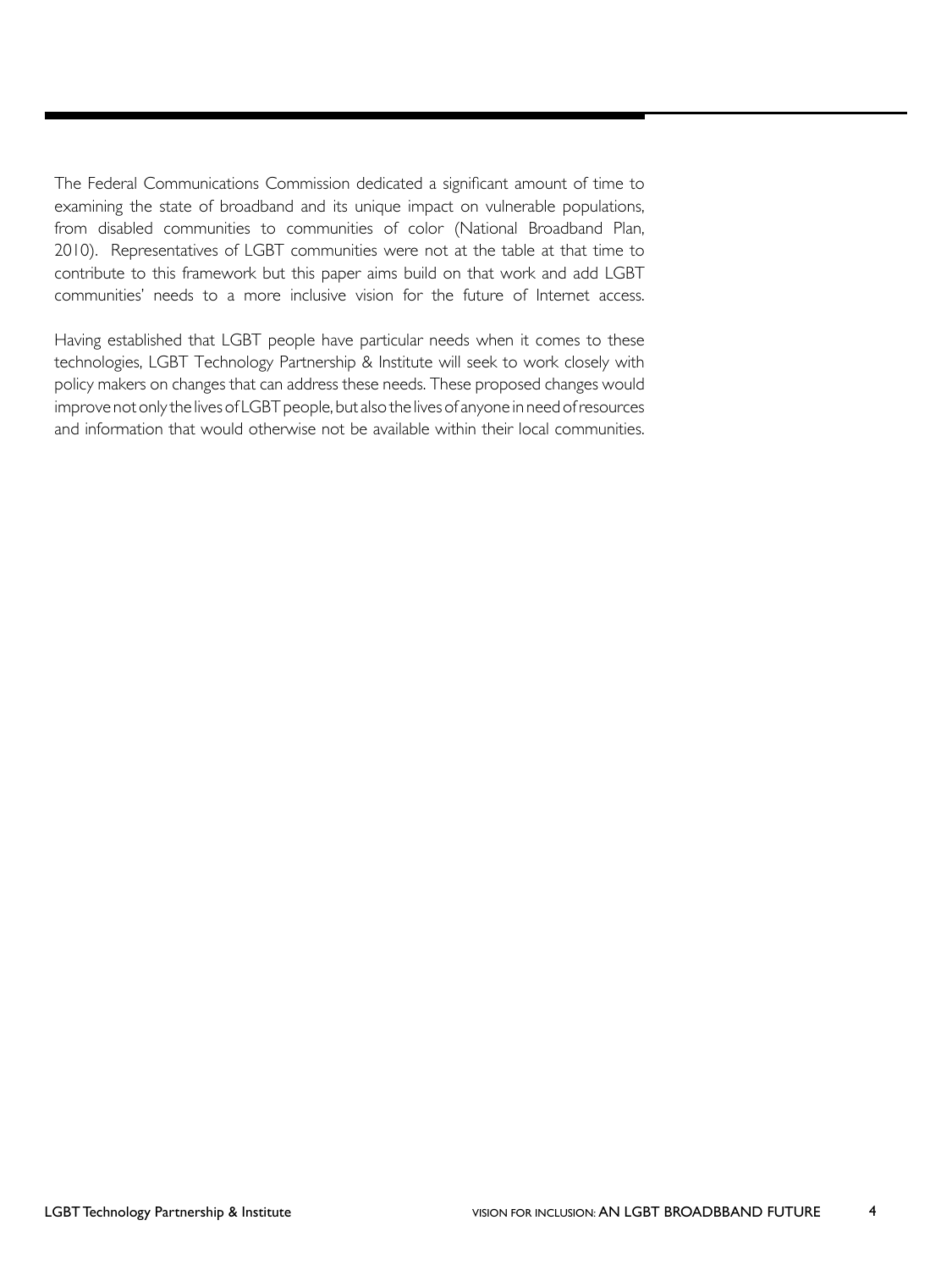The Federal Communications Commission dedicated a significant amount of time to examining the state of broadband and its unique impact on vulnerable populations, from disabled communities to communities of color (National Broadband Plan, 2010). Representatives of LGBT communities were not at the table at that time to contribute to this framework but this paper aims build on that work and add LGBT communities' needs to a more inclusive vision for the future of Internet access.

Having established that LGBT people have particular needs when it comes to these technologies, LGBT Technology Partnership & Institute will seek to work closely with policy makers on changes that can address these needs. These proposed changes would improve not only the lives of LGBT people, but also the lives of anyone in need of resources and information that would otherwise not be available within their local communities.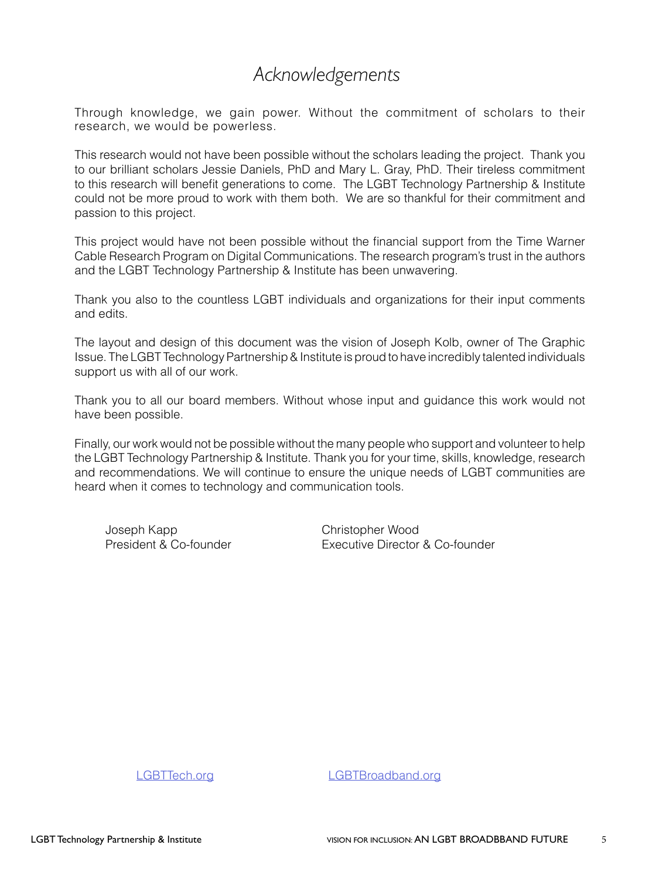# *Acknowledgements*

Through knowledge, we gain power. Without the commitment of scholars to their research, we would be powerless.

This research would not have been possible without the scholars leading the project. Thank you to our brilliant scholars Jessie Daniels, PhD and Mary L. Gray, PhD. Their tireless commitment to this research will benefit generations to come. The LGBT Technology Partnership & Institute could not be more proud to work with them both. We are so thankful for their commitment and passion to this project.

This project would have not been possible without the financial support from the Time Warner Cable Research Program on Digital Communications. The research program's trust in the authors and the LGBT Technology Partnership & Institute has been unwavering.

Thank you also to the countless LGBT individuals and organizations for their input comments and edits.

The layout and design of this document was the vision of Joseph Kolb, owner of The Graphic Issue. The LGBT Technology Partnership & Institute is proud to have incredibly talented individuals support us with all of our work.

Thank you to all our board members. Without whose input and guidance this work would not have been possible.

Finally, our work would not be possible without the many people who support and volunteer to help the LGBT Technology Partnership & Institute. Thank you for your time, skills, knowledge, research and recommendations. We will continue to ensure the unique needs of LGBT communities are heard when it comes to technology and communication tools.

Joseph Kapp
President & Co-founder

Christopher Wood
Executive Director & Co-founder

LGBTTech.org

LGBTBroadband.org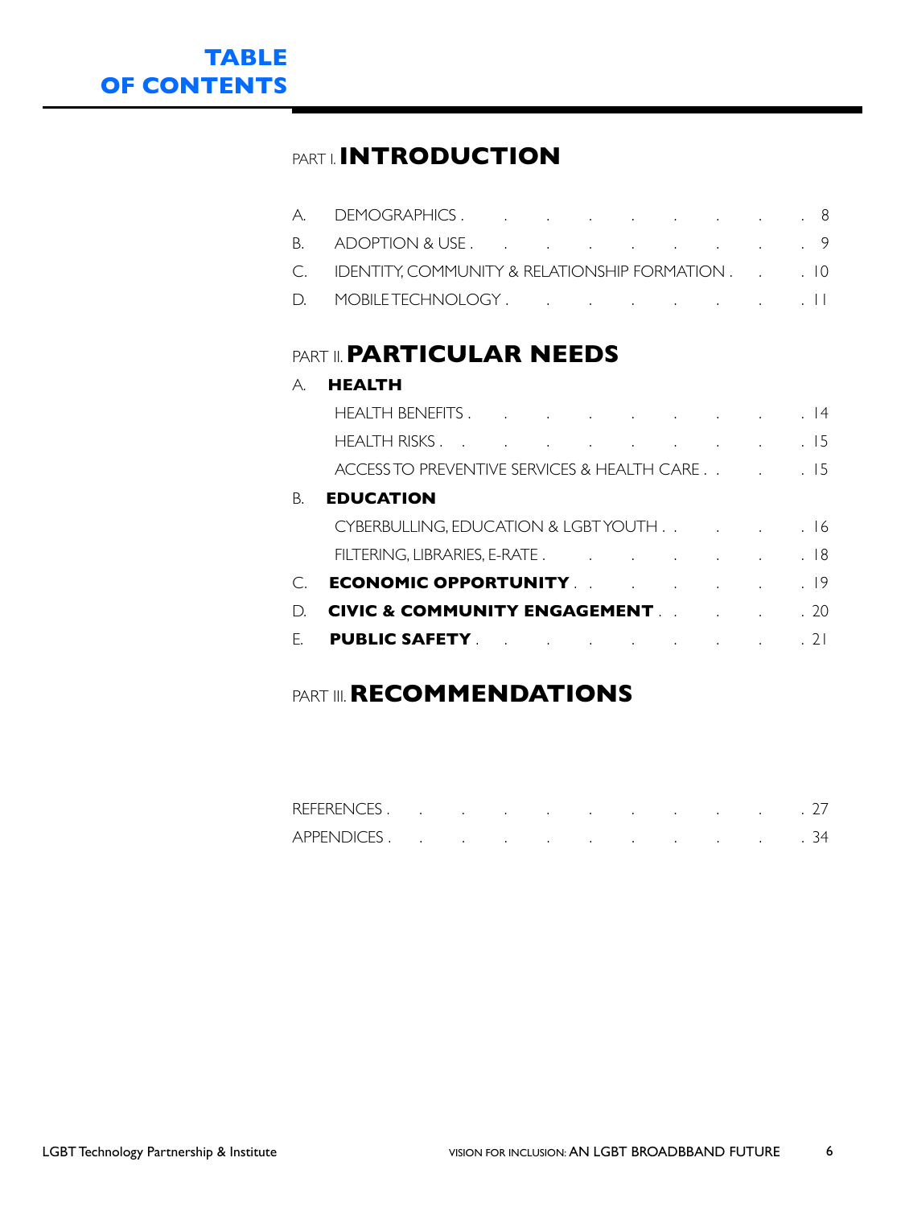# TABLE OF CONTENTS

## PART I. INTRODUCTION

A. DEMOGRAPHICS . . . . . . . . . . 8

B. ADOPTION & USE . . . . . . . . . . 9

C. IDENTITY, COMMUNITY & RELATIONSHIP FORMATION . . . 10

D. MOBILE TECHNOLOGY . . . . . . . . . 11

## PART II. PARTICULAR NEEDS

A. **HEALTH**

HEALTH BENEFITS . . . . . . . . . . 14

HEALTH RISKS . . . . . . . . . . 15

ACCESS TO PREVENTIVE SERVICES & HEALTH CARE . . . . 15

B. **EDUCATION**

CYBERBULLING, EDUCATION & LGBT YOUTH . . . . . 16

FILTERING, LIBRARIES, E-RATE . . . . . . . . 18

C. **ECONOMIC OPPORTUNITY** . . . . . . . . 19

D. **CIVIC & COMMUNITY ENGAGEMENT** . . . . . 20

E. **PUBLIC SAFETY** . . . . . . . . . 21

## PART III. RECOMMENDATIONS

REFERENCES . . . . . . . . . . . 27

APPENDICES . . . . . . . . . . . 34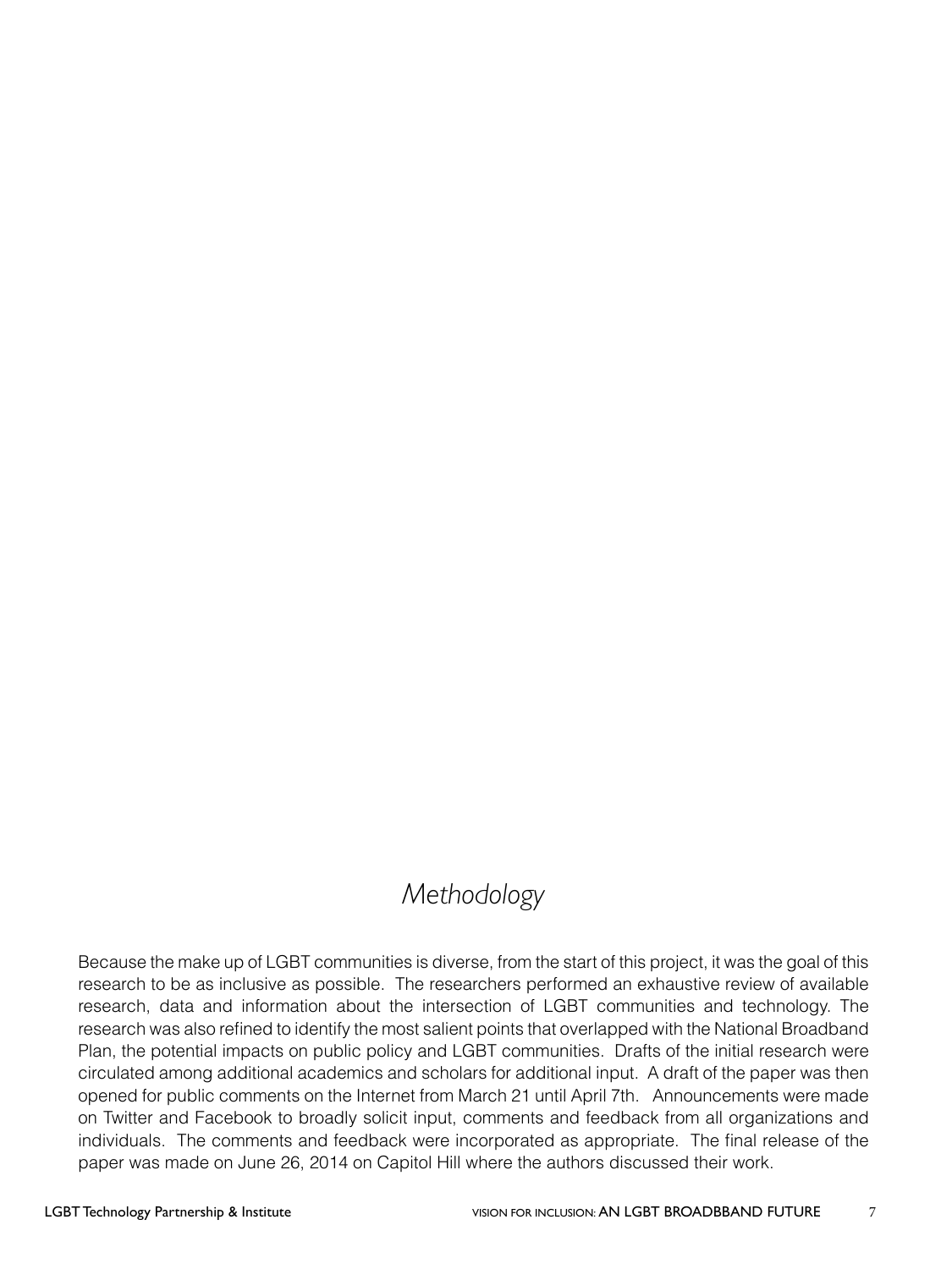# *Methodology*

Because the make up of LGBT communities is diverse, from the start of this project, it was the goal of this research to be as inclusive as possible. The researchers performed an exhaustive review of available research, data and information about the intersection of LGBT communities and technology. The research was also refined to identify the most salient points that overlapped with the National Broadband Plan, the potential impacts on public policy and LGBT communities. Drafts of the initial research were circulated among additional academics and scholars for additional input. A draft of the paper was then opened for public comments on the Internet from March 21 until April 7th. Announcements were made on Twitter and Facebook to broadly solicit input, comments and feedback from all organizations and individuals. The comments and feedback were incorporated as appropriate. The final release of the paper was made on June 26, 2014 on Capitol Hill where the authors discussed their work.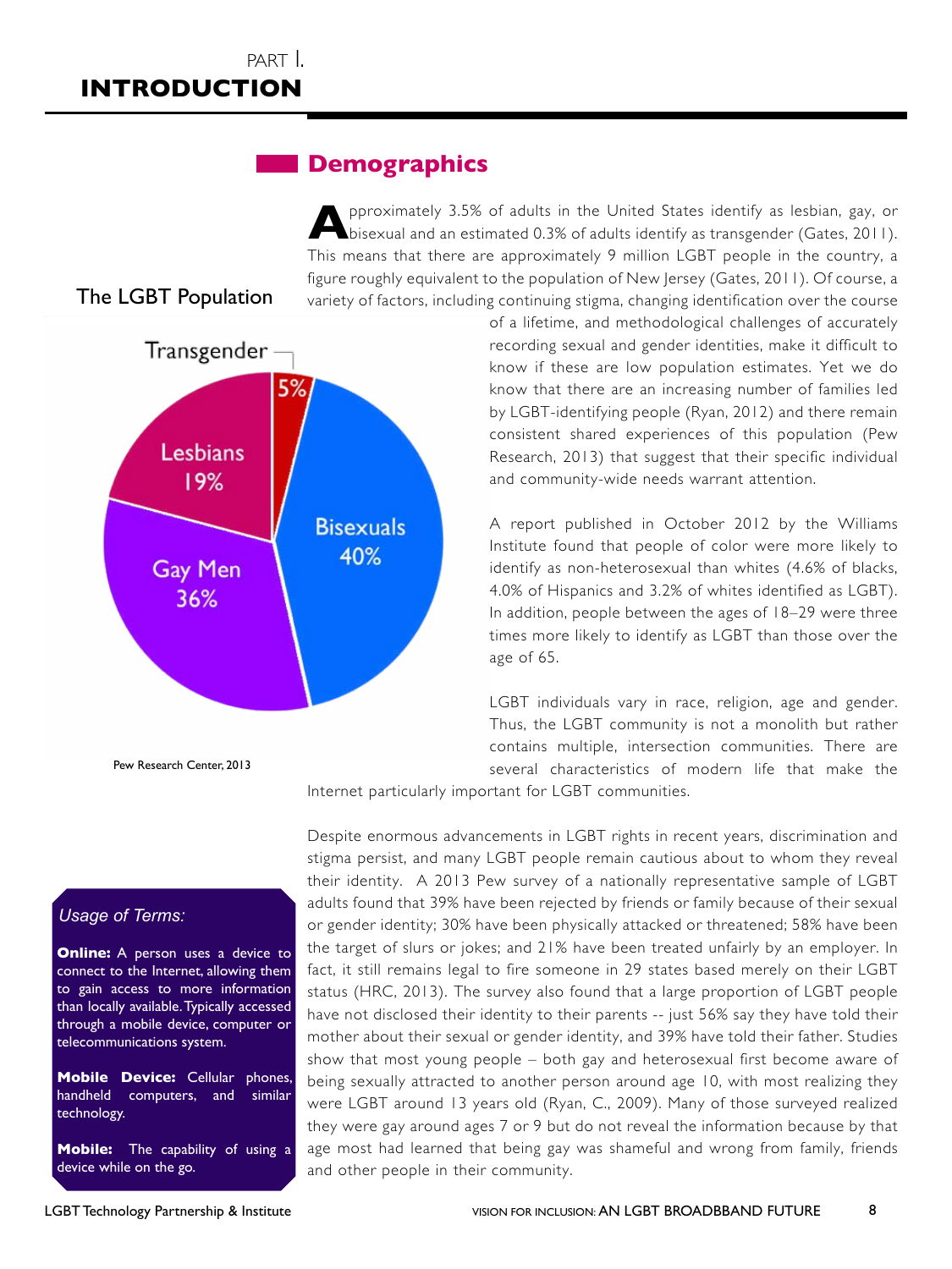# PART I. INTRODUCTION

## Demographics

Approximately 3.5% of adults in the United States identify as lesbian, gay, or bisexual and an estimated 0.3% of adults identify as transgender (Gates, 2011). This means that there are approximately 9 million LGBT people in the country, a figure roughly equivalent to the population of New Jersey (Gates, 2011). Of course, a variety of factors, including continuing stigma, changing identification over the course of a lifetime, and methodological challenges of accurately recording sexual and gender identities, make it difficult to know if these are low population estimates. Yet we do know that there are an increasing number of families led by LGBT-identifying people (Ryan, 2012) and there remain consistent shared experiences of this population (Pew Research, 2013) that suggest that their specific individual and community-wide needs warrant attention.

**The LGBT Population**

| Group | Percentage |
|---|---|
| Transgender | 5% |
| Bisexuals | 40% |
| Gay Men | 36% |
| Lesbians | 19% |

Pew Research Center, 2013

A report published in October 2012 by the Williams Institute found that people of color were more likely to identify as non-heterosexual than whites (4.6% of blacks, 4.0% of Hispanics and 3.2% of whites identified as LGBT). In addition, people between the ages of 18–29 were three times more likely to identify as LGBT than those over the age of 65.

LGBT individuals vary in race, religion, age and gender. Thus, the LGBT community is not a monolith but rather contains multiple, intersection communities. There are several characteristics of modern life that make the Internet particularly important for LGBT communities.

Despite enormous advancements in LGBT rights in recent years, discrimination and stigma persist, and many LGBT people remain cautious about to whom they reveal their identity. A 2013 Pew survey of a nationally representative sample of LGBT adults found that 39% have been rejected by friends or family because of their sexual or gender identity; 30% have been physically attacked or threatened; 58% have been the target of slurs or jokes; and 21% have been treated unfairly by an employer. In fact, it still remains legal to fire someone in 29 states based merely on their LGBT status (HRC, 2013). The survey also found that a large proportion of LGBT people have not disclosed their identity to their parents -- just 56% say they have told their mother about their sexual or gender identity, and 39% have told their father. Studies show that most young people – both gay and heterosexual first become aware of being sexually attracted to another person around age 10, with most realizing they were LGBT around 13 years old (Ryan, C., 2009). Many of those surveyed realized they were gay around ages 7 or 9 but do not reveal the information because by that age most had learned that being gay was shameful and wrong from family, friends and other people in their community.

> *Usage of Terms:*
>
> **Online:** A person uses a device to connect to the Internet, allowing them to gain access to more information than locally available. Typically accessed through a mobile device, computer or telecommunications system.
>
> **Mobile Device:** Cellular phones, handheld computers, and similar technology.
>
> **Mobile:** The capability of using a device while on the go.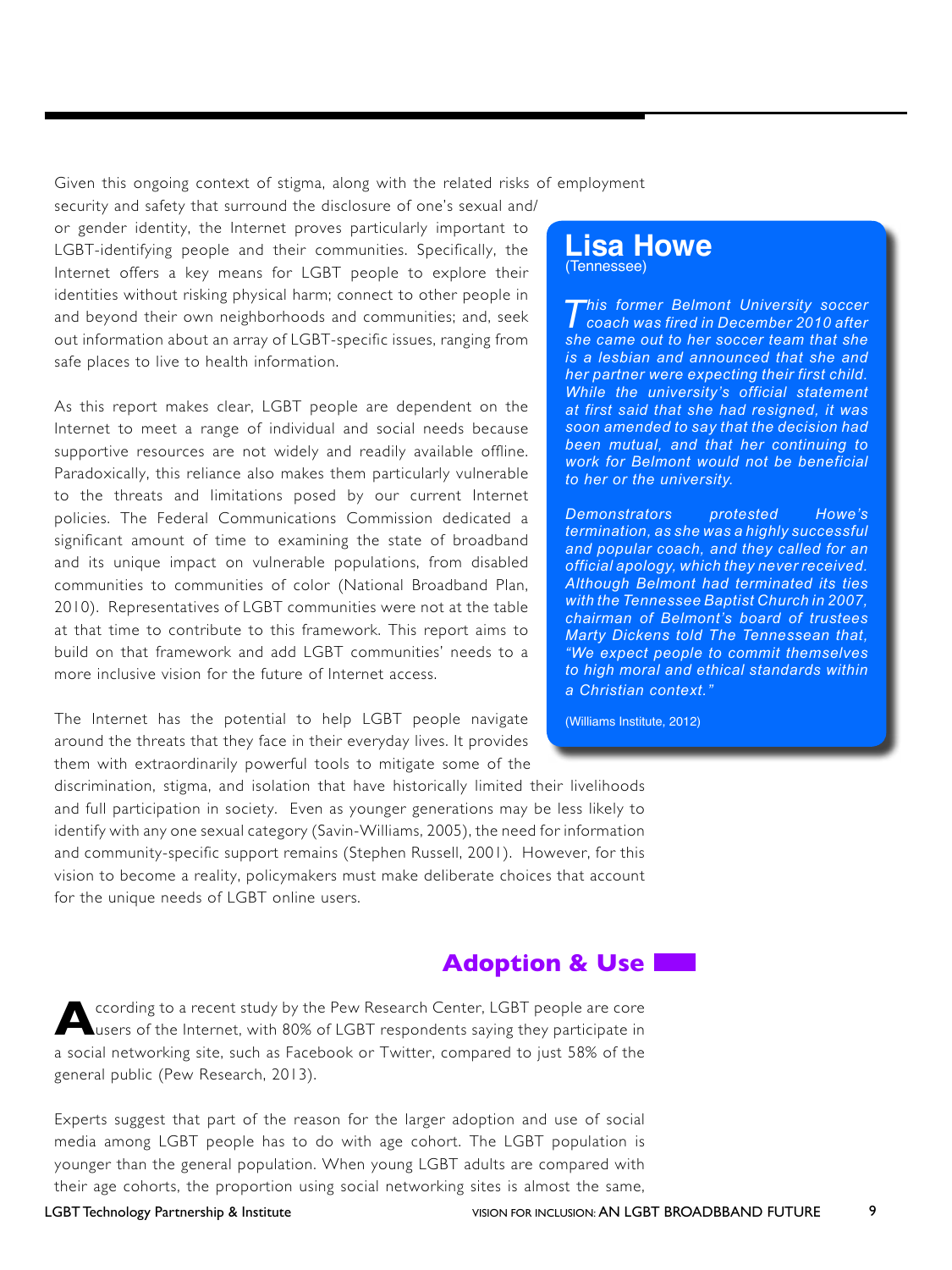Given this ongoing context of stigma, along with the related risks of employment security and safety that surround the disclosure of one's sexual and/or gender identity, the Internet proves particularly important to LGBT-identifying people and their communities. Specifically, the Internet offers a key means for LGBT people to explore their identities without risking physical harm; connect to other people in and beyond their own neighborhoods and communities; and, seek out information about an array of LGBT-specific issues, ranging from safe places to live to health information.

As this report makes clear, LGBT people are dependent on the Internet to meet a range of individual and social needs because supportive resources are not widely and readily available offline. Paradoxically, this reliance also makes them particularly vulnerable to the threats and limitations posed by our current Internet policies. The Federal Communications Commission dedicated a significant amount of time to examining the state of broadband and its unique impact on vulnerable populations, from disabled communities to communities of color (National Broadband Plan, 2010). Representatives of LGBT communities were not at the table at that time to contribute to this framework. This report aims to build on that framework and add LGBT communities' needs to a more inclusive vision for the future of Internet access.

The Internet has the potential to help LGBT people navigate around the threats that they face in their everyday lives. It provides them with extraordinarily powerful tools to mitigate some of the discrimination, stigma, and isolation that have historically limited their livelihoods and full participation in society. Even as younger generations may be less likely to identify with any one sexual category (Savin-Williams, 2005), the need for information and community-specific support remains (Stephen Russell, 2001). However, for this vision to become a reality, policymakers must make deliberate choices that account for the unique needs of LGBT online users.

> **Lisa Howe**
> (Tennessee)
>
> *This former Belmont University soccer coach was fired in December 2010 after she came out to her soccer team that she is a lesbian and announced that she and her partner were expecting their first child. While the university's official statement at first said that she had resigned, it was soon amended to say that the decision had been mutual, and that her continuing to work for Belmont would not be beneficial to her or the university.*
>
> *Demonstrators protested Howe's termination, as she was a highly successful and popular coach, and they called for an official apology, which they never received. Although Belmont had terminated its ties with the Tennessee Baptist Church in 2007, chairman of Belmont's board of trustees Marty Dickens told The Tennessean that, "We expect people to commit themselves to high moral and ethical standards within a Christian context."*
>
> (Williams Institute, 2012)

## Adoption & Use

According to a recent study by the Pew Research Center, LGBT people are core users of the Internet, with 80% of LGBT respondents saying they participate in a social networking site, such as Facebook or Twitter, compared to just 58% of the general public (Pew Research, 2013).

Experts suggest that part of the reason for the larger adoption and use of social media among LGBT people has to do with age cohort. The LGBT population is younger than the general population. When young LGBT adults are compared with their age cohorts, the proportion using social networking sites is almost the same,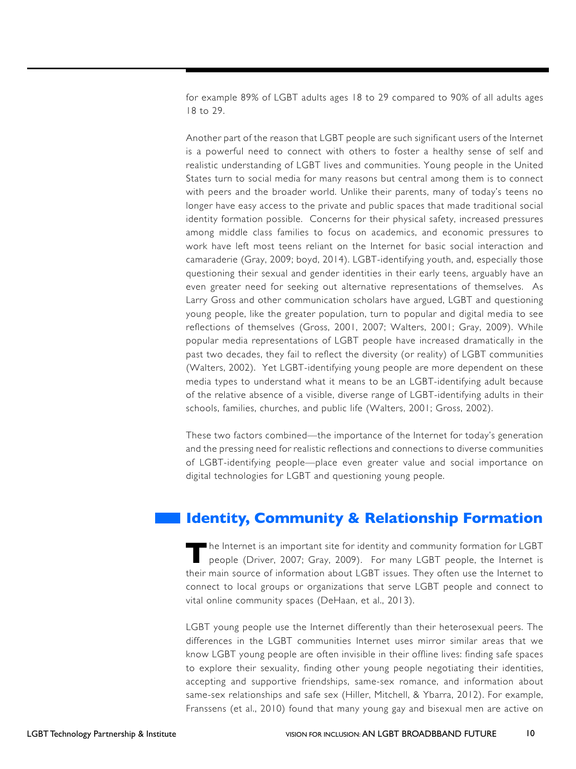for example 89% of LGBT adults ages 18 to 29 compared to 90% of all adults ages 18 to 29.

Another part of the reason that LGBT people are such significant users of the Internet is a powerful need to connect with others to foster a healthy sense of self and realistic understanding of LGBT lives and communities. Young people in the United States turn to social media for many reasons but central among them is to connect with peers and the broader world. Unlike their parents, many of today's teens no longer have easy access to the private and public spaces that made traditional social identity formation possible. Concerns for their physical safety, increased pressures among middle class families to focus on academics, and economic pressures to work have left most teens reliant on the Internet for basic social interaction and camaraderie (Gray, 2009; boyd, 2014). LGBT-identifying youth, and, especially those questioning their sexual and gender identities in their early teens, arguably have an even greater need for seeking out alternative representations of themselves. As Larry Gross and other communication scholars have argued, LGBT and questioning young people, like the greater population, turn to popular and digital media to see reflections of themselves (Gross, 2001, 2007; Walters, 2001; Gray, 2009). While popular media representations of LGBT people have increased dramatically in the past two decades, they fail to reflect the diversity (or reality) of LGBT communities (Walters, 2002). Yet LGBT-identifying young people are more dependent on these media types to understand what it means to be an LGBT-identifying adult because of the relative absence of a visible, diverse range of LGBT-identifying adults in their schools, families, churches, and public life (Walters, 2001; Gross, 2002).

These two factors combined—the importance of the Internet for today's generation and the pressing need for realistic reflections and connections to diverse communities of LGBT-identifying people—place even greater value and social importance on digital technologies for LGBT and questioning young people.

## Identity, Community & Relationship Formation

The Internet is an important site for identity and community formation for LGBT people (Driver, 2007; Gray, 2009). For many LGBT people, the Internet is their main source of information about LGBT issues. They often use the Internet to connect to local groups or organizations that serve LGBT people and connect to vital online community spaces (DeHaan, et al., 2013).

LGBT young people use the Internet differently than their heterosexual peers. The differences in the LGBT communities Internet uses mirror similar areas that we know LGBT young people are often invisible in their offline lives: finding safe spaces to explore their sexuality, finding other young people negotiating their identities, accepting and supportive friendships, same-sex romance, and information about same-sex relationships and safe sex (Hiller, Mitchell, & Ybarra, 2012). For example, Franssens (et al., 2010) found that many young gay and bisexual men are active on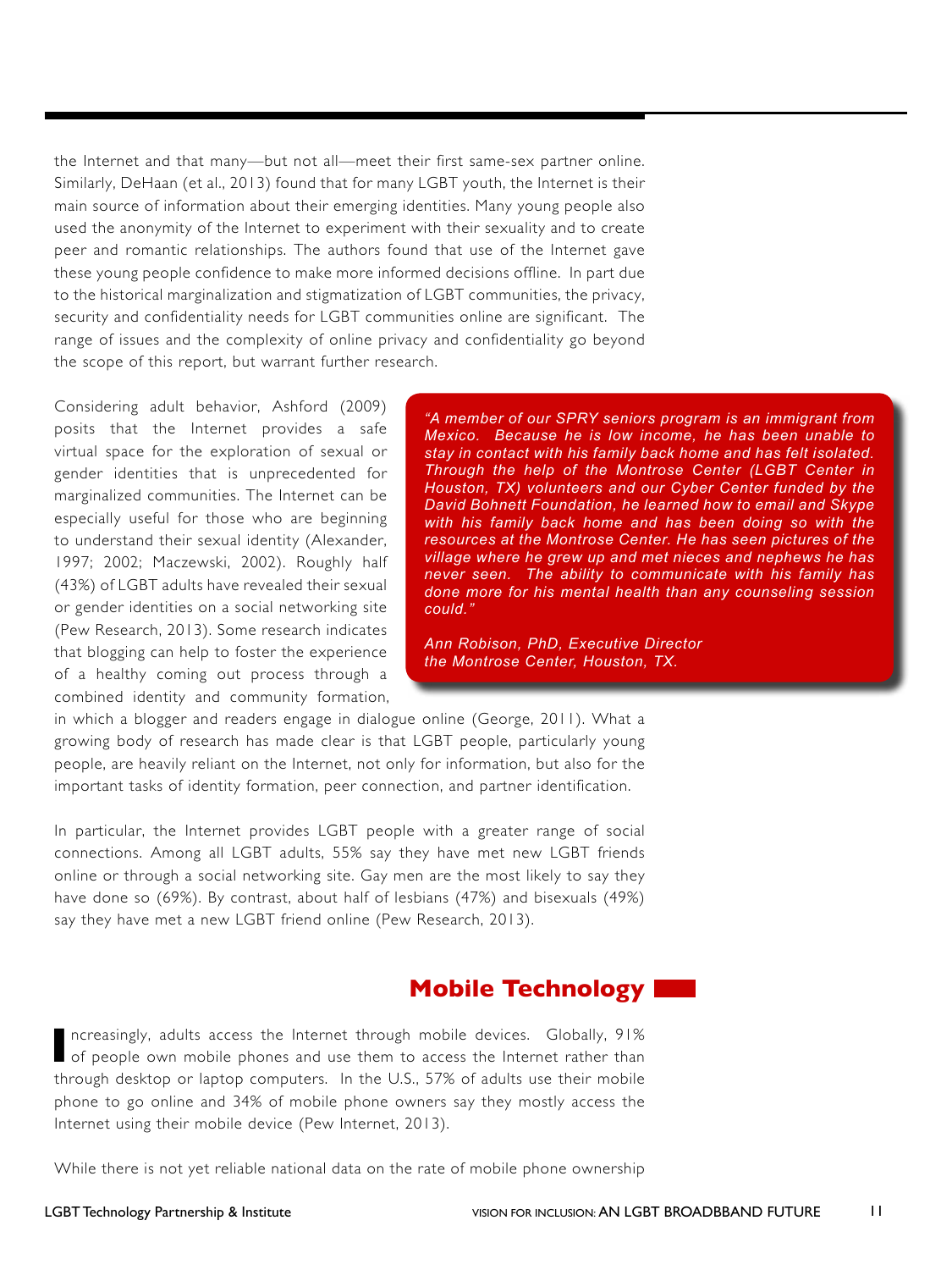the Internet and that many—but not all—meet their first same-sex partner online. Similarly, DeHaan (et al., 2013) found that for many LGBT youth, the Internet is their main source of information about their emerging identities. Many young people also used the anonymity of the Internet to experiment with their sexuality and to create peer and romantic relationships. The authors found that use of the Internet gave these young people confidence to make more informed decisions offline. In part due to the historical marginalization and stigmatization of LGBT communities, the privacy, security and confidentiality needs for LGBT communities online are significant. The range of issues and the complexity of online privacy and confidentiality go beyond the scope of this report, but warrant further research.

Considering adult behavior, Ashford (2009) posits that the Internet provides a safe virtual space for the exploration of sexual or gender identities that is unprecedented for marginalized communities. The Internet can be especially useful for those who are beginning to understand their sexual identity (Alexander, 1997; 2002; Maczewski, 2002). Roughly half (43%) of LGBT adults have revealed their sexual or gender identities on a social networking site (Pew Research, 2013). Some research indicates that blogging can help to foster the experience of a healthy coming out process through a combined identity and community formation, in which a blogger and readers engage in dialogue online (George, 2011). What a growing body of research has made clear is that LGBT people, particularly young people, are heavily reliant on the Internet, not only for information, but also for the important tasks of identity formation, peer connection, and partner identification.

> *"A member of our SPRY seniors program is an immigrant from Mexico. Because he is low income, he has been unable to stay in contact with his family back home and has felt isolated. Through the help of the Montrose Center (LGBT Center in Houston, TX) volunteers and our Cyber Center funded by the David Bohnett Foundation, he learned how to email and Skype with his family back home and has been doing so with the resources at the Montrose Center. He has seen pictures of the village where he grew up and met nieces and nephews he has never seen. The ability to communicate with his family has done more for his mental health than any counseling session could."*
>
> *Ann Robison, PhD, Executive Director*
> *the Montrose Center, Houston, TX.*

In particular, the Internet provides LGBT people with a greater range of social connections. Among all LGBT adults, 55% say they have met new LGBT friends online or through a social networking site. Gay men are the most likely to say they have done so (69%). By contrast, about half of lesbians (47%) and bisexuals (49%) say they have met a new LGBT friend online (Pew Research, 2013).

## Mobile Technology

Increasingly, adults access the Internet through mobile devices. Globally, 91% of people own mobile phones and use them to access the Internet rather than through desktop or laptop computers. In the U.S., 57% of adults use their mobile phone to go online and 34% of mobile phone owners say they mostly access the Internet using their mobile device (Pew Internet, 2013).

While there is not yet reliable national data on the rate of mobile phone ownership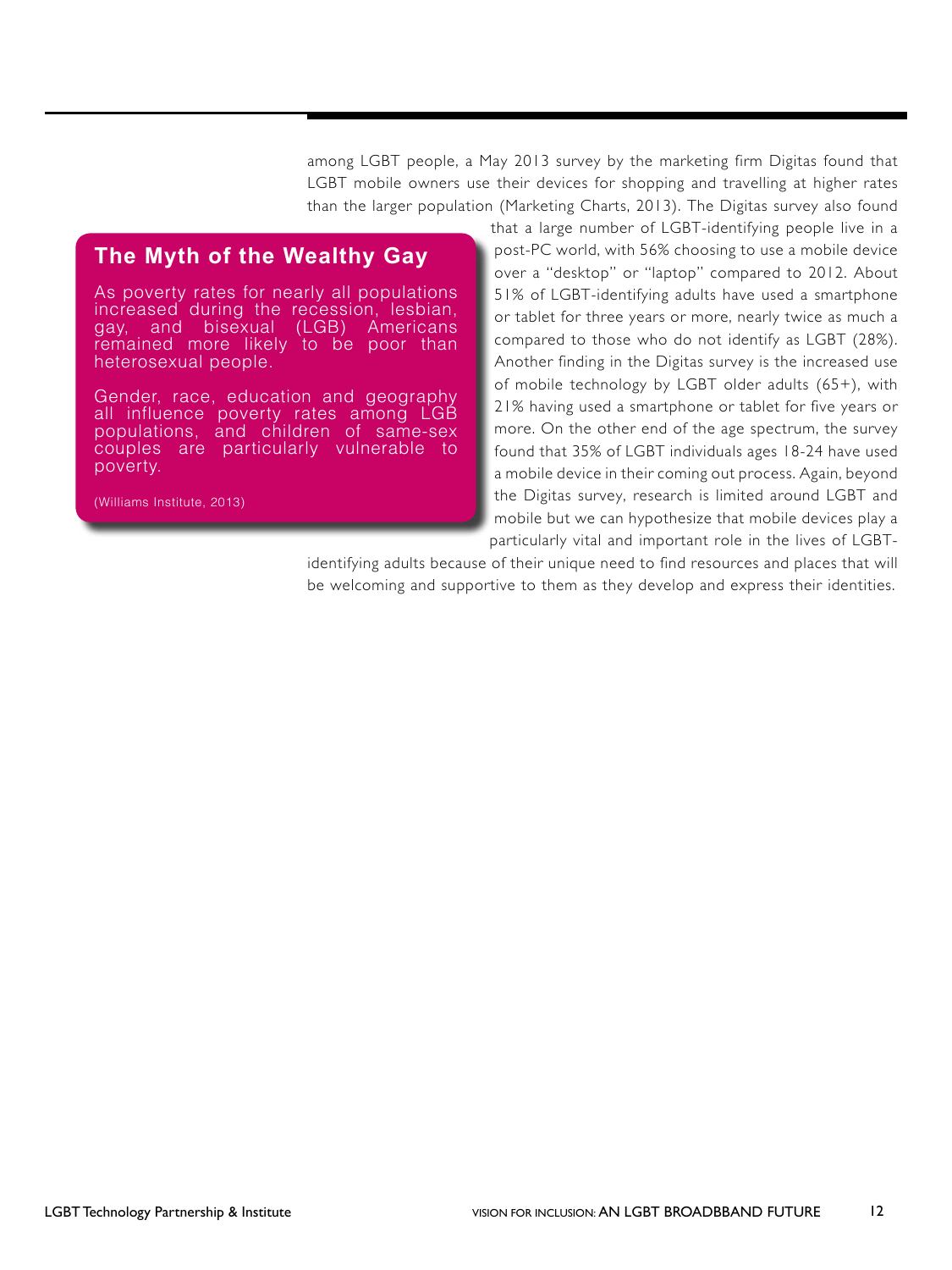among LGBT people, a May 2013 survey by the marketing firm Digitas found that LGBT mobile owners use their devices for shopping and travelling at higher rates than the larger population (Marketing Charts, 2013). The Digitas survey also found that a large number of LGBT-identifying people live in a post-PC world, with 56% choosing to use a mobile device over a "desktop" or "laptop" compared to 2012. About 51% of LGBT-identifying adults have used a smartphone or tablet for three years or more, nearly twice as much a compared to those who do not identify as LGBT (28%). Another finding in the Digitas survey is the increased use of mobile technology by LGBT older adults (65+), with 21% having used a smartphone or tablet for five years or more. On the other end of the age spectrum, the survey found that 35% of LGBT individuals ages 18-24 have used a mobile device in their coming out process. Again, beyond the Digitas survey, research is limited around LGBT and mobile but we can hypothesize that mobile devices play a particularly vital and important role in the lives of LGBT-identifying adults because of their unique need to find resources and places that will be welcoming and supportive to them as they develop and express their identities.

### The Myth of the Wealthy Gay

As poverty rates for nearly all populations increased during the recession, lesbian, gay, and bisexual (LGB) Americans remained more likely to be poor than heterosexual people.

Gender, race, education and geography all influence poverty rates among LGB populations, and children of same-sex couples are particularly vulnerable to poverty.

(Williams Institute, 2013)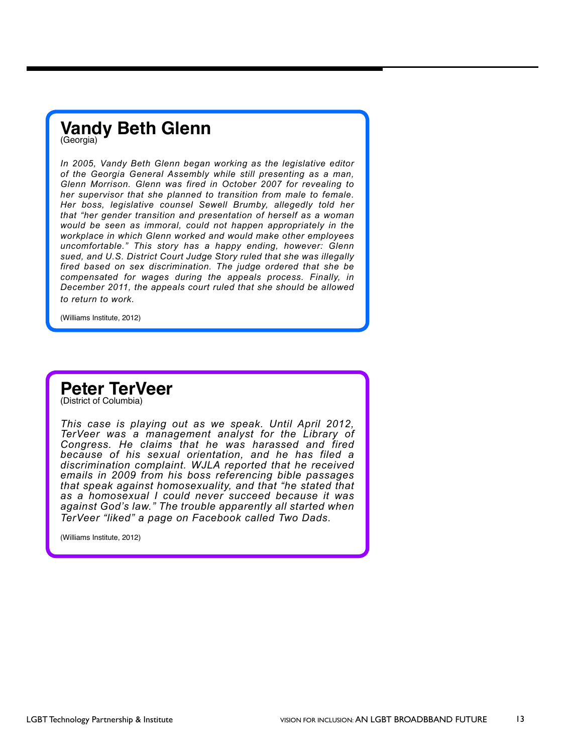## Vandy Beth Glenn

(Georgia)

*In 2005, Vandy Beth Glenn began working as the legislative editor of the Georgia General Assembly while still presenting as a man, Glenn Morrison. Glenn was fired in October 2007 for revealing to her supervisor that she planned to transition from male to female. Her boss, legislative counsel Sewell Brumby, allegedly told her that "her gender transition and presentation of herself as a woman would be seen as immoral, could not happen appropriately in the workplace in which Glenn worked and would make other employees uncomfortable." This story has a happy ending, however: Glenn sued, and U.S. District Court Judge Story ruled that she was illegally fired based on sex discrimination. The judge ordered that she be compensated for wages during the appeals process. Finally, in December 2011, the appeals court ruled that she should be allowed to return to work.*

(Williams Institute, 2012)

## Peter TerVeer

(District of Columbia)

*This case is playing out as we speak. Until April 2012, TerVeer was a management analyst for the Library of Congress. He claims that he was harassed and fired because of his sexual orientation, and he has filed a discrimination complaint. WJLA reported that he received emails in 2009 from his boss referencing bible passages that speak against homosexuality, and that "he stated that as a homosexual I could never succeed because it was against God's law." The trouble apparently all started when TerVeer "liked" a page on Facebook called Two Dads.*

(Williams Institute, 2012)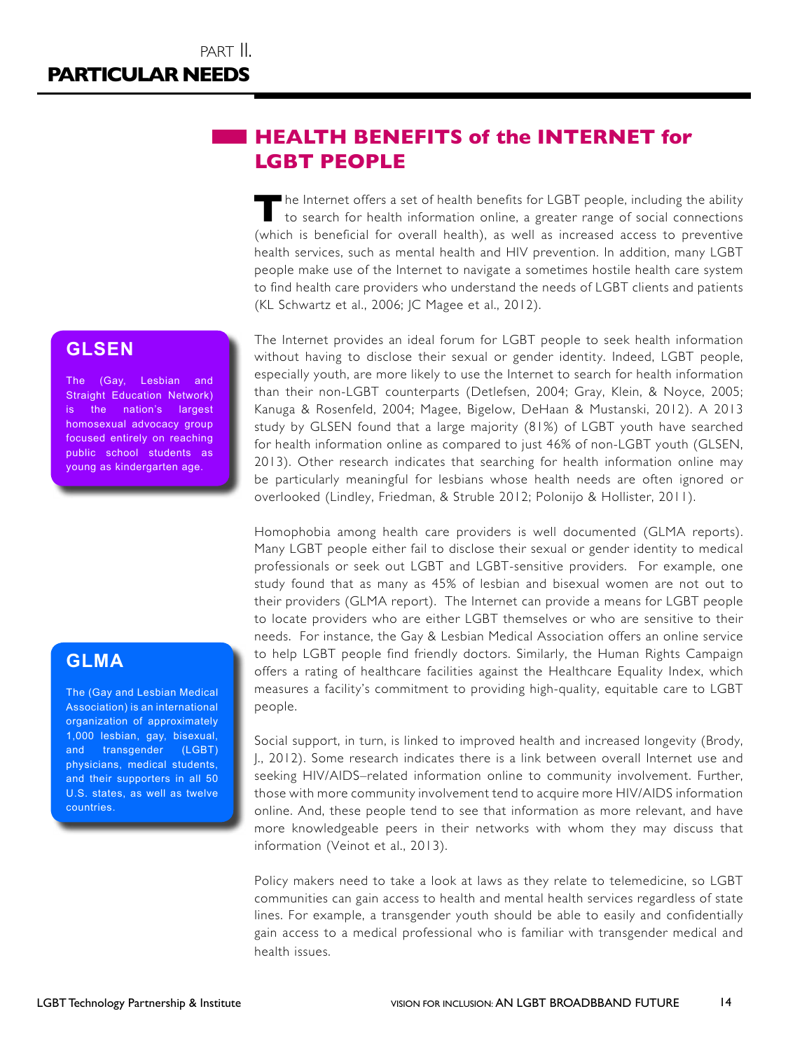PART II.

# PARTICULAR NEEDS

## HEALTH BENEFITS of the INTERNET for LGBT PEOPLE

The Internet offers a set of health benefits for LGBT people, including the ability to search for health information online, a greater range of social connections (which is beneficial for overall health), as well as increased access to preventive health services, such as mental health and HIV prevention. In addition, many LGBT people make use of the Internet to navigate a sometimes hostile health care system to find health care providers who understand the needs of LGBT clients and patients (KL Schwartz et al., 2006; JC Magee et al., 2012).

The Internet provides an ideal forum for LGBT people to seek health information without having to disclose their sexual or gender identity. Indeed, LGBT people, especially youth, are more likely to use the Internet to search for health information than their non-LGBT counterparts (Detlefsen, 2004; Gray, Klein, & Noyce, 2005; Kanuga & Rosenfeld, 2004; Magee, Bigelow, DeHaan & Mustanski, 2012). A 2013 study by GLSEN found that a large majority (81%) of LGBT youth have searched for health information online as compared to just 46% of non-LGBT youth (GLSEN, 2013). Other research indicates that searching for health information online may be particularly meaningful for lesbians whose health needs are often ignored or overlooked (Lindley, Friedman, & Struble 2012; Polonijo & Hollister, 2011).

> **GLSEN**
>
> The (Gay, Lesbian and Straight Education Network) is the nation's largest homosexual advocacy group focused entirely on reaching public school students as young as kindergarten age.

Homophobia among health care providers is well documented (GLMA reports). Many LGBT people either fail to disclose their sexual or gender identity to medical professionals or seek out LGBT and LGBT-sensitive providers. For example, one study found that as many as 45% of lesbian and bisexual women are not out to their providers (GLMA report). The Internet can provide a means for LGBT people to locate providers who are either LGBT themselves or who are sensitive to their needs. For instance, the Gay & Lesbian Medical Association offers an online service to help LGBT people find friendly doctors. Similarly, the Human Rights Campaign offers a rating of healthcare facilities against the Healthcare Equality Index, which measures a facility's commitment to providing high-quality, equitable care to LGBT people.

> **GLMA**
>
> The (Gay and Lesbian Medical Association) is an international organization of approximately 1,000 lesbian, gay, bisexual, and transgender (LGBT) physicians, medical students, and their supporters in all 50 U.S. states, as well as twelve countries.

Social support, in turn, is linked to improved health and increased longevity (Brody, J., 2012). Some research indicates there is a link between overall Internet use and seeking HIV/AIDS–related information online to community involvement. Further, those with more community involvement tend to acquire more HIV/AIDS information online. And, these people tend to see that information as more relevant, and have more knowledgeable peers in their networks with whom they may discuss that information (Veinot et al., 2013).

Policy makers need to take a look at laws as they relate to telemedicine, so LGBT communities can gain access to health and mental health services regardless of state lines. For example, a transgender youth should be able to easily and confidentially gain access to a medical professional who is familiar with transgender medical and health issues.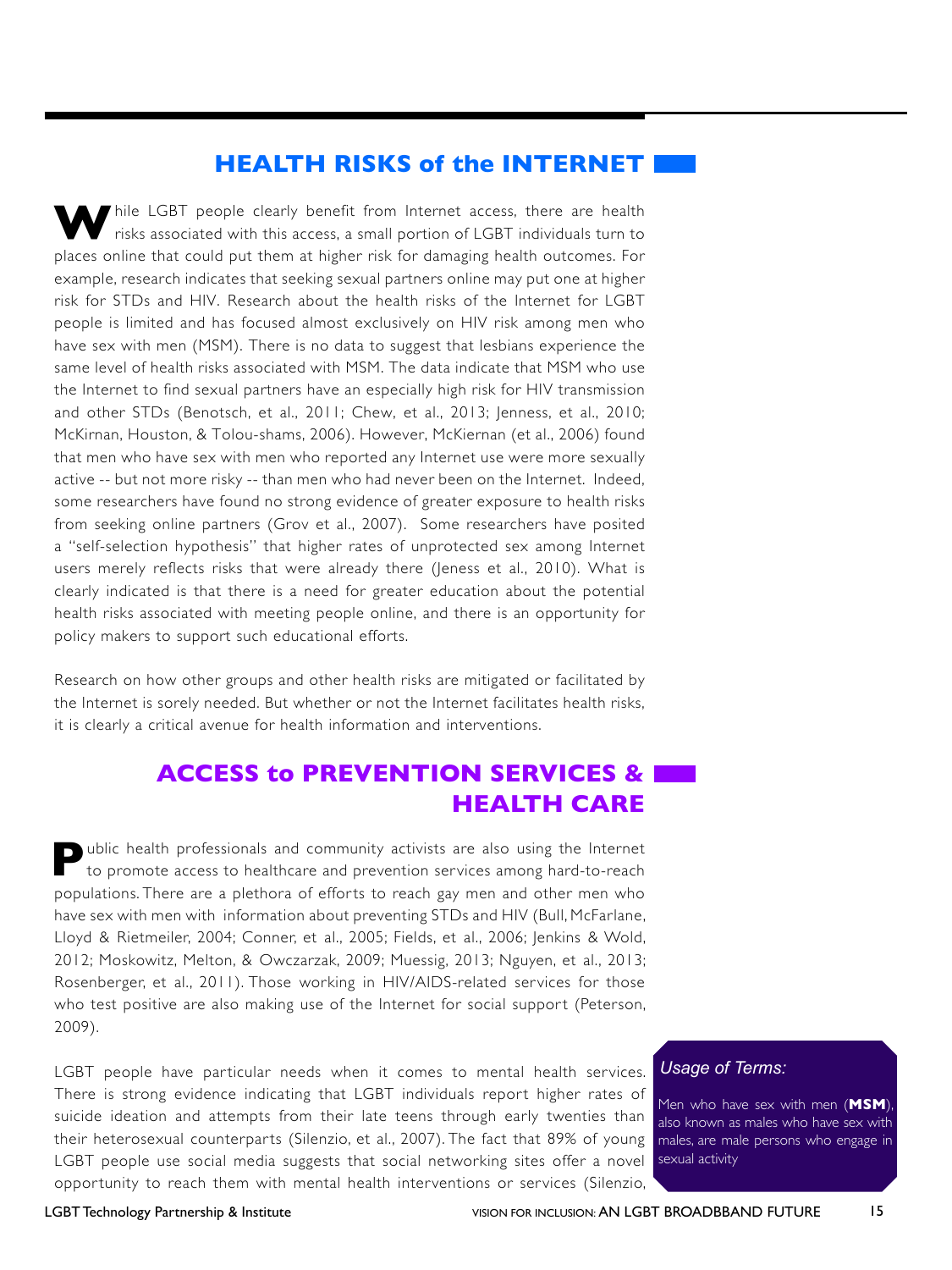## HEALTH RISKS of the INTERNET

While LGBT people clearly benefit from Internet access, there are health risks associated with this access, a small portion of LGBT individuals turn to places online that could put them at higher risk for damaging health outcomes. For example, research indicates that seeking sexual partners online may put one at higher risk for STDs and HIV. Research about the health risks of the Internet for LGBT people is limited and has focused almost exclusively on HIV risk among men who have sex with men (MSM). There is no data to suggest that lesbians experience the same level of health risks associated with MSM. The data indicate that MSM who use the Internet to find sexual partners have an especially high risk for HIV transmission and other STDs (Benotsch, et al., 2011; Chew, et al., 2013; Jenness, et al., 2010; McKirnan, Houston, & Tolou-shams, 2006). However, McKiernan (et al., 2006) found that men who have sex with men who reported any Internet use were more sexually active -- but not more risky -- than men who had never been on the Internet. Indeed, some researchers have found no strong evidence of greater exposure to health risks from seeking online partners (Grov et al., 2007). Some researchers have posited a "self-selection hypothesis" that higher rates of unprotected sex among Internet users merely reflects risks that were already there (Jeness et al., 2010). What is clearly indicated is that there is a need for greater education about the potential health risks associated with meeting people online, and there is an opportunity for policy makers to support such educational efforts.

Research on how other groups and other health risks are mitigated or facilitated by the Internet is sorely needed. But whether or not the Internet facilitates health risks, it is clearly a critical avenue for health information and interventions.

## ACCESS to PREVENTION SERVICES & HEALTH CARE

Public health professionals and community activists are also using the Internet to promote access to healthcare and prevention services among hard-to-reach populations. There are a plethora of efforts to reach gay men and other men who have sex with men with information about preventing STDs and HIV (Bull, McFarlane, Lloyd & Rietmeiler, 2004; Conner, et al., 2005; Fields, et al., 2006; Jenkins & Wold, 2012; Moskowitz, Melton, & Owczarzak, 2009; Muessig, 2013; Nguyen, et al., 2013; Rosenberger, et al., 2011). Those working in HIV/AIDS-related services for those who test positive are also making use of the Internet for social support (Peterson, 2009).

LGBT people have particular needs when it comes to mental health services. There is strong evidence indicating that LGBT individuals report higher rates of suicide ideation and attempts from their late teens through early twenties than their heterosexual counterparts (Silenzio, et al., 2007). The fact that 89% of young LGBT people use social media suggests that social networking sites offer a novel opportunity to reach them with mental health interventions or services (Silenzio,

*Usage of Terms:*

Men who have sex with men (**MSM**), also known as males who have sex with males, are male persons who engage in sexual activity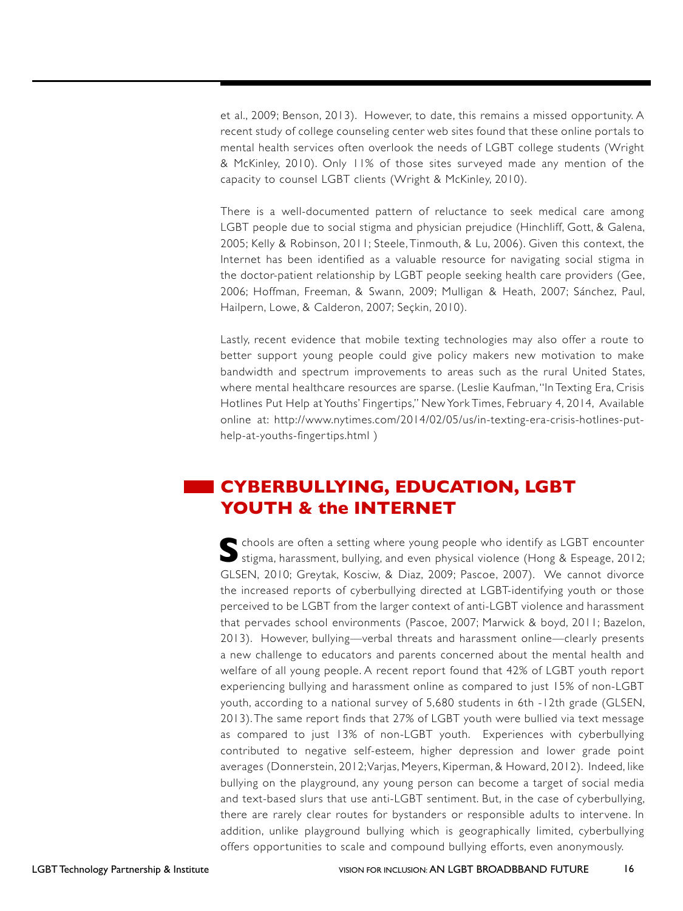et al., 2009; Benson, 2013). However, to date, this remains a missed opportunity. A recent study of college counseling center web sites found that these online portals to mental health services often overlook the needs of LGBT college students (Wright & McKinley, 2010). Only 11% of those sites surveyed made any mention of the capacity to counsel LGBT clients (Wright & McKinley, 2010).

There is a well-documented pattern of reluctance to seek medical care among LGBT people due to social stigma and physician prejudice (Hinchliff, Gott, & Galena, 2005; Kelly & Robinson, 2011; Steele, Tinmouth, & Lu, 2006). Given this context, the Internet has been identified as a valuable resource for navigating social stigma in the doctor-patient relationship by LGBT people seeking health care providers (Gee, 2006; Hoffman, Freeman, & Swann, 2009; Mulligan & Heath, 2007; Sánchez, Paul, Hailpern, Lowe, & Calderon, 2007; Seçkin, 2010).

Lastly, recent evidence that mobile texting technologies may also offer a route to better support young people could give policy makers new motivation to make bandwidth and spectrum improvements to areas such as the rural United States, where mental healthcare resources are sparse. (Leslie Kaufman, "In Texting Era, Crisis Hotlines Put Help at Youths' Fingertips," New York Times, February 4, 2014, Available online at: http://www.nytimes.com/2014/02/05/us/in-texting-era-crisis-hotlines-put-help-at-youths-fingertips.html )

## CYBERBULLYING, EDUCATION, LGBT YOUTH & the INTERNET

Schools are often a setting where young people who identify as LGBT encounter stigma, harassment, bullying, and even physical violence (Hong & Espeage, 2012; GLSEN, 2010; Greytak, Kosciw, & Diaz, 2009; Pascoe, 2007). We cannot divorce the increased reports of cyberbullying directed at LGBT-identifying youth or those perceived to be LGBT from the larger context of anti-LGBT violence and harassment that pervades school environments (Pascoe, 2007; Marwick & boyd, 2011; Bazelon, 2013). However, bullying—verbal threats and harassment online—clearly presents a new challenge to educators and parents concerned about the mental health and welfare of all young people. A recent report found that 42% of LGBT youth report experiencing bullying and harassment online as compared to just 15% of non-LGBT youth, according to a national survey of 5,680 students in 6th -12th grade (GLSEN, 2013). The same report finds that 27% of LGBT youth were bullied via text message as compared to just 13% of non-LGBT youth. Experiences with cyberbullying contributed to negative self-esteem, higher depression and lower grade point averages (Donnerstein, 2012; Varjas, Meyers, Kiperman, & Howard, 2012). Indeed, like bullying on the playground, any young person can become a target of social media and text-based slurs that use anti-LGBT sentiment. But, in the case of cyberbullying, there are rarely clear routes for bystanders or responsible adults to intervene. In addition, unlike playground bullying which is geographically limited, cyberbullying offers opportunities to scale and compound bullying efforts, even anonymously.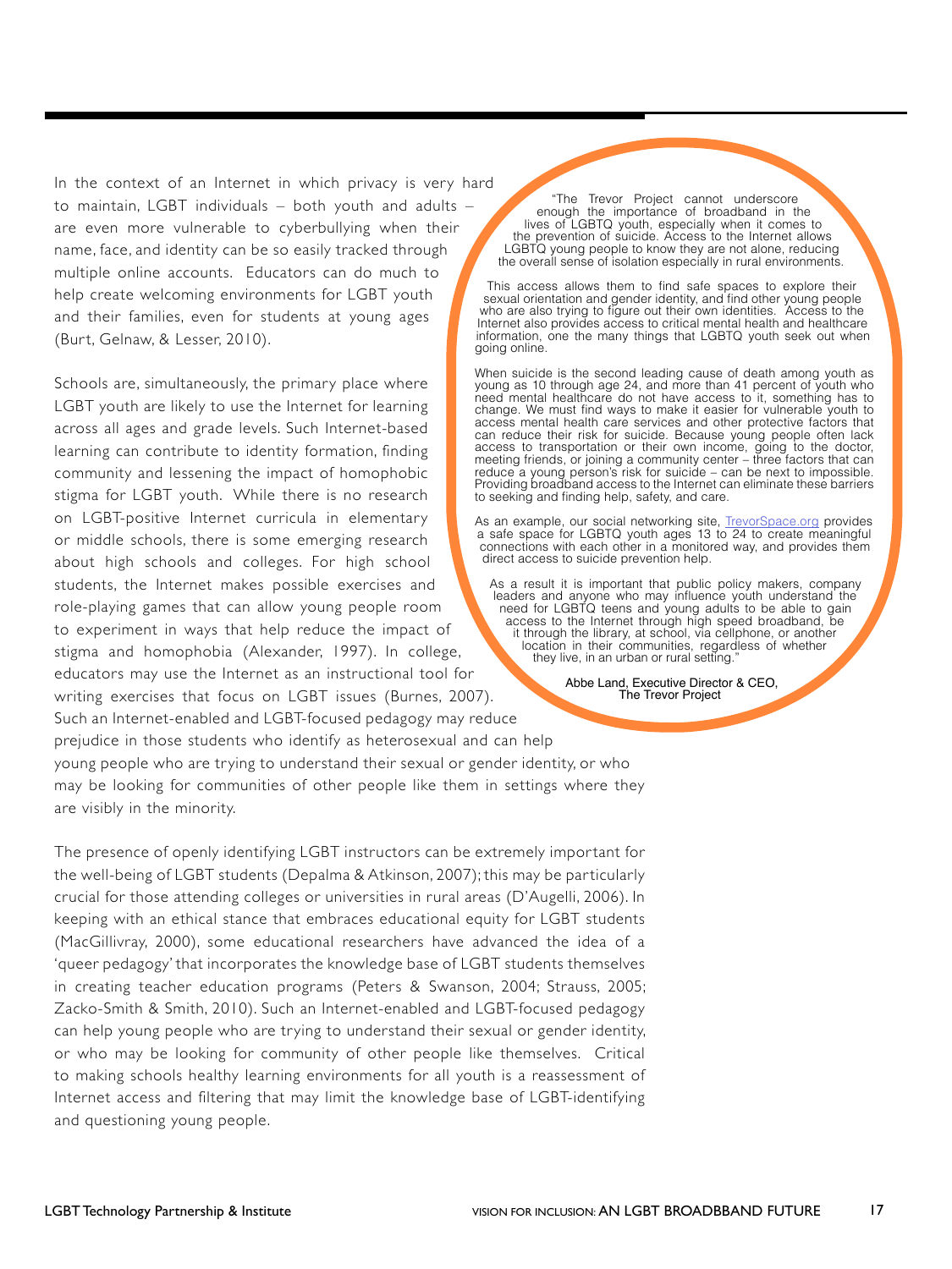In the context of an Internet in which privacy is very hard to maintain, LGBT individuals – both youth and adults – are even more vulnerable to cyberbullying when their name, face, and identity can be so easily tracked through multiple online accounts. Educators can do much to help create welcoming environments for LGBT youth and their families, even for students at young ages (Burt, Gelnaw, & Lesser, 2010).

Schools are, simultaneously, the primary place where LGBT youth are likely to use the Internet for learning across all ages and grade levels. Such Internet-based learning can contribute to identity formation, finding community and lessening the impact of homophobic stigma for LGBT youth. While there is no research on LGBT-positive Internet curricula in elementary or middle schools, there is some emerging research about high schools and colleges. For high school students, the Internet makes possible exercises and role-playing games that can allow young people room to experiment in ways that help reduce the impact of stigma and homophobia (Alexander, 1997). In college, educators may use the Internet as an instructional tool for writing exercises that focus on LGBT issues (Burnes, 2007). Such an Internet-enabled and LGBT-focused pedagogy may reduce prejudice in those students who identify as heterosexual and can help young people who are trying to understand their sexual or gender identity, or who may be looking for communities of other people like them in settings where they are visibly in the minority.

> "The Trevor Project cannot underscore enough the importance of broadband in the lives of LGBTQ youth, especially when it comes to the prevention of suicide. Access to the Internet allows LGBTQ young people to know they are not alone, reducing the overall sense of isolation especially in rural environments.
>
> This access allows them to find safe spaces to explore their sexual orientation and gender identity, and find other young people who are also trying to figure out their own identities. Access to the Internet also provides access to critical mental health and healthcare information, one the many things that LGBTQ youth seek out when going online.
>
> When suicide is the second leading cause of death among youth as young as 10 through age 24, and more than 41 percent of youth who need mental healthcare do not have access to it, something has to change. We must find ways to make it easier for vulnerable youth to access mental health care services and other protective factors that can reduce their risk for suicide. Because young people often lack access to transportation or their own income, going to the doctor, meeting friends, or joining a community center – three factors that can reduce a young person's risk for suicide – can be next to impossible. Providing broadband access to the Internet can eliminate these barriers to seeking and finding help, safety, and care.
>
> As an example, our social networking site, TrevorSpace.org provides a safe space for LGBTQ youth ages 13 to 24 to create meaningful connections with each other in a monitored way, and provides them direct access to suicide prevention help.
>
> As a result it is important that public policy makers, company leaders and anyone who may influence youth understand the need for LGBTQ teens and young adults to be able to gain access to the Internet through high speed broadband, be it through the library, at school, via cellphone, or another location in their communities, regardless of whether they live, in an urban or rural setting."
>
> Abbe Land, Executive Director & CEO, The Trevor Project

The presence of openly identifying LGBT instructors can be extremely important for the well-being of LGBT students (Depalma & Atkinson, 2007); this may be particularly crucial for those attending colleges or universities in rural areas (D'Augelli, 2006). In keeping with an ethical stance that embraces educational equity for LGBT students (MacGillivray, 2000), some educational researchers have advanced the idea of a 'queer pedagogy' that incorporates the knowledge base of LGBT students themselves in creating teacher education programs (Peters & Swanson, 2004; Strauss, 2005; Zacko-Smith & Smith, 2010). Such an Internet-enabled and LGBT-focused pedagogy can help young people who are trying to understand their sexual or gender identity, or who may be looking for community of other people like themselves. Critical to making schools healthy learning environments for all youth is a reassessment of Internet access and filtering that may limit the knowledge base of LGBT-identifying and questioning young people.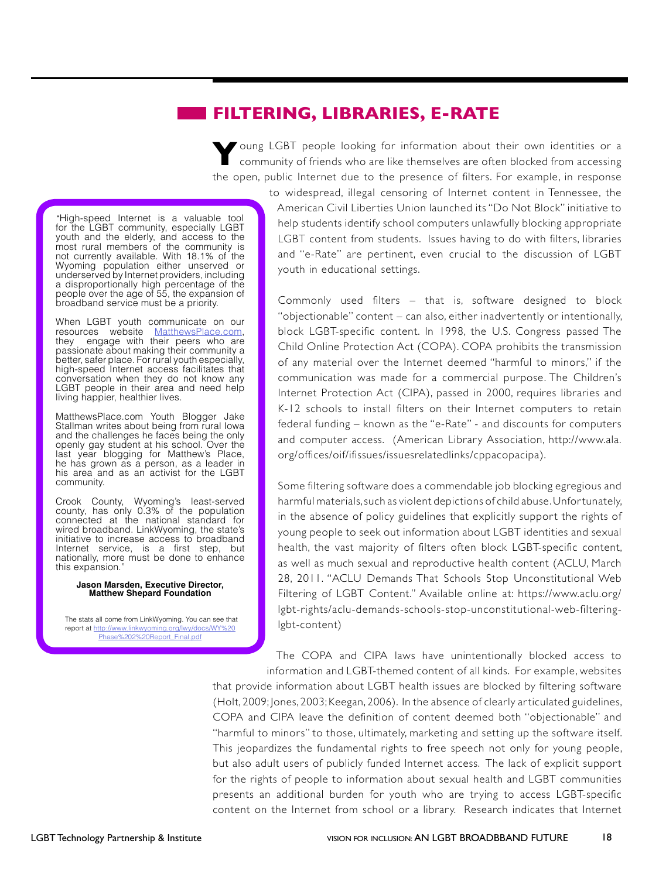## FILTERING, LIBRARIES, E-RATE

Young LGBT people looking for information about their own identities or a community of friends who are like themselves are often blocked from accessing the open, public Internet due to the presence of filters. For example, in response to widespread, illegal censoring of Internet content in Tennessee, the American Civil Liberties Union launched its "Do Not Block" initiative to help students identify school computers unlawfully blocking appropriate LGBT content from students. Issues having to do with filters, libraries and "e-Rate" are pertinent, even crucial to the discussion of LGBT youth in educational settings.

Commonly used filters – that is, software designed to block "objectionable" content – can also, either inadvertently or intentionally, block LGBT-specific content. In 1998, the U.S. Congress passed The Child Online Protection Act (COPA). COPA prohibits the transmission of any material over the Internet deemed "harmful to minors," if the communication was made for a commercial purpose. The Children's Internet Protection Act (CIPA), passed in 2000, requires libraries and K-12 schools to install filters on their Internet computers to retain federal funding – known as the "e-Rate" - and discounts for computers and computer access. (American Library Association, http://www.ala.org/offices/oif/ifissues/issuesrelatedlinks/cppacopacipa).

Some filtering software does a commendable job blocking egregious and harmful materials, such as violent depictions of child abuse. Unfortunately, in the absence of policy guidelines that explicitly support the rights of young people to seek out information about LGBT identities and sexual health, the vast majority of filters often block LGBT-specific content, as well as much sexual and reproductive health content (ACLU, March 28, 2011. "ACLU Demands That Schools Stop Unconstitutional Web Filtering of LGBT Content." Available online at: https://www.aclu.org/lgbt-rights/aclu-demands-schools-stop-unconstitutional-web-filtering-lgbt-content)

The COPA and CIPA laws have unintentionally blocked access to information and LGBT-themed content of all kinds. For example, websites that provide information about LGBT health issues are blocked by filtering software (Holt, 2009; Jones, 2003; Keegan, 2006). In the absence of clearly articulated guidelines, COPA and CIPA leave the definition of content deemed both "objectionable" and "harmful to minors" to those, ultimately, marketing and setting up the software itself. This jeopardizes the fundamental rights to free speech not only for young people, but also adult users of publicly funded Internet access. The lack of explicit support for the rights of people to information about sexual health and LGBT communities presents an additional burden for youth who are trying to access LGBT-specific content on the Internet from school or a library. Research indicates that Internet

> "High-speed Internet is a valuable tool for the LGBT community, especially LGBT youth and the elderly, and access to the most rural members of the community is not currently available. With 18.1% of the Wyoming population either unserved or underserved by Internet providers, including a disproportionally high percentage of the people over the age of 55, the expansion of broadband service must be a priority.
>
> When LGBT youth communicate on our resources website MatthewsPlace.com, they engage with their peers who are passionate about making their community a better, safer place. For rural youth especially, high-speed Internet access facilitates that conversation when they do not know any LGBT people in their area and need help living happier, healthier lives.
>
> MatthewsPlace.com Youth Blogger Jake Stallman writes about being from rural Iowa and the challenges he faces being the only openly gay student at his school. Over the last year blogging for Matthew's Place, he has grown as a person, as a leader in his area and as an activist for the LGBT community.
>
> Crook County, Wyoming's least-served county, has only 0.3% of the population connected at the national standard for wired broadband. LinkWyoming, the state's initiative to increase access to broadband Internet service, is a first step, but nationally, more must be done to enhance this expansion."
>
> **Jason Marsden, Executive Director, Matthew Shepard Foundation**
>
> The stats all come from LinkWyoming. You can see that report at http://www.linkwyoming.org/lwy/docs/WY%20Phase%202%20Report_Final.pdf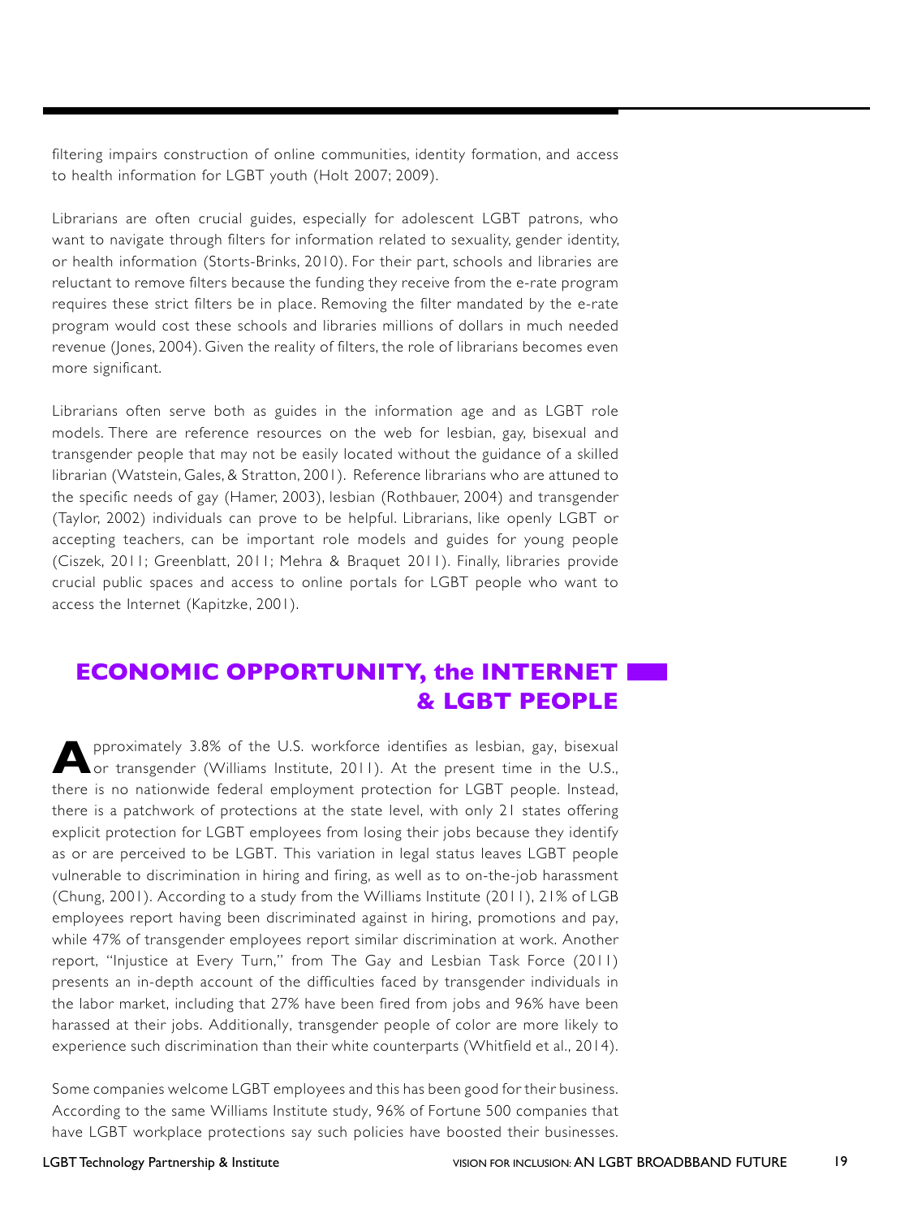filtering impairs construction of online communities, identity formation, and access to health information for LGBT youth (Holt 2007; 2009).

Librarians are often crucial guides, especially for adolescent LGBT patrons, who want to navigate through filters for information related to sexuality, gender identity, or health information (Storts-Brinks, 2010). For their part, schools and libraries are reluctant to remove filters because the funding they receive from the e-rate program requires these strict filters be in place. Removing the filter mandated by the e-rate program would cost these schools and libraries millions of dollars in much needed revenue (Jones, 2004). Given the reality of filters, the role of librarians becomes even more significant.

Librarians often serve both as guides in the information age and as LGBT role models. There are reference resources on the web for lesbian, gay, bisexual and transgender people that may not be easily located without the guidance of a skilled librarian (Watstein, Gales, & Stratton, 2001). Reference librarians who are attuned to the specific needs of gay (Hamer, 2003), lesbian (Rothbauer, 2004) and transgender (Taylor, 2002) individuals can prove to be helpful. Librarians, like openly LGBT or accepting teachers, can be important role models and guides for young people (Ciszek, 2011; Greenblatt, 2011; Mehra & Braquet 2011). Finally, libraries provide crucial public spaces and access to online portals for LGBT people who want to access the Internet (Kapitzke, 2001).

## ECONOMIC OPPORTUNITY, the INTERNET & LGBT PEOPLE

Approximately 3.8% of the U.S. workforce identifies as lesbian, gay, bisexual or transgender (Williams Institute, 2011). At the present time in the U.S., there is no nationwide federal employment protection for LGBT people. Instead, there is a patchwork of protections at the state level, with only 21 states offering explicit protection for LGBT employees from losing their jobs because they identify as or are perceived to be LGBT. This variation in legal status leaves LGBT people vulnerable to discrimination in hiring and firing, as well as to on-the-job harassment (Chung, 2001). According to a study from the Williams Institute (2011), 21% of LGB employees report having been discriminated against in hiring, promotions and pay, while 47% of transgender employees report similar discrimination at work. Another report, "Injustice at Every Turn," from The Gay and Lesbian Task Force (2011) presents an in-depth account of the difficulties faced by transgender individuals in the labor market, including that 27% have been fired from jobs and 96% have been harassed at their jobs. Additionally, transgender people of color are more likely to experience such discrimination than their white counterparts (Whitfield et al., 2014).

Some companies welcome LGBT employees and this has been good for their business. According to the same Williams Institute study, 96% of Fortune 500 companies that have LGBT workplace protections say such policies have boosted their businesses.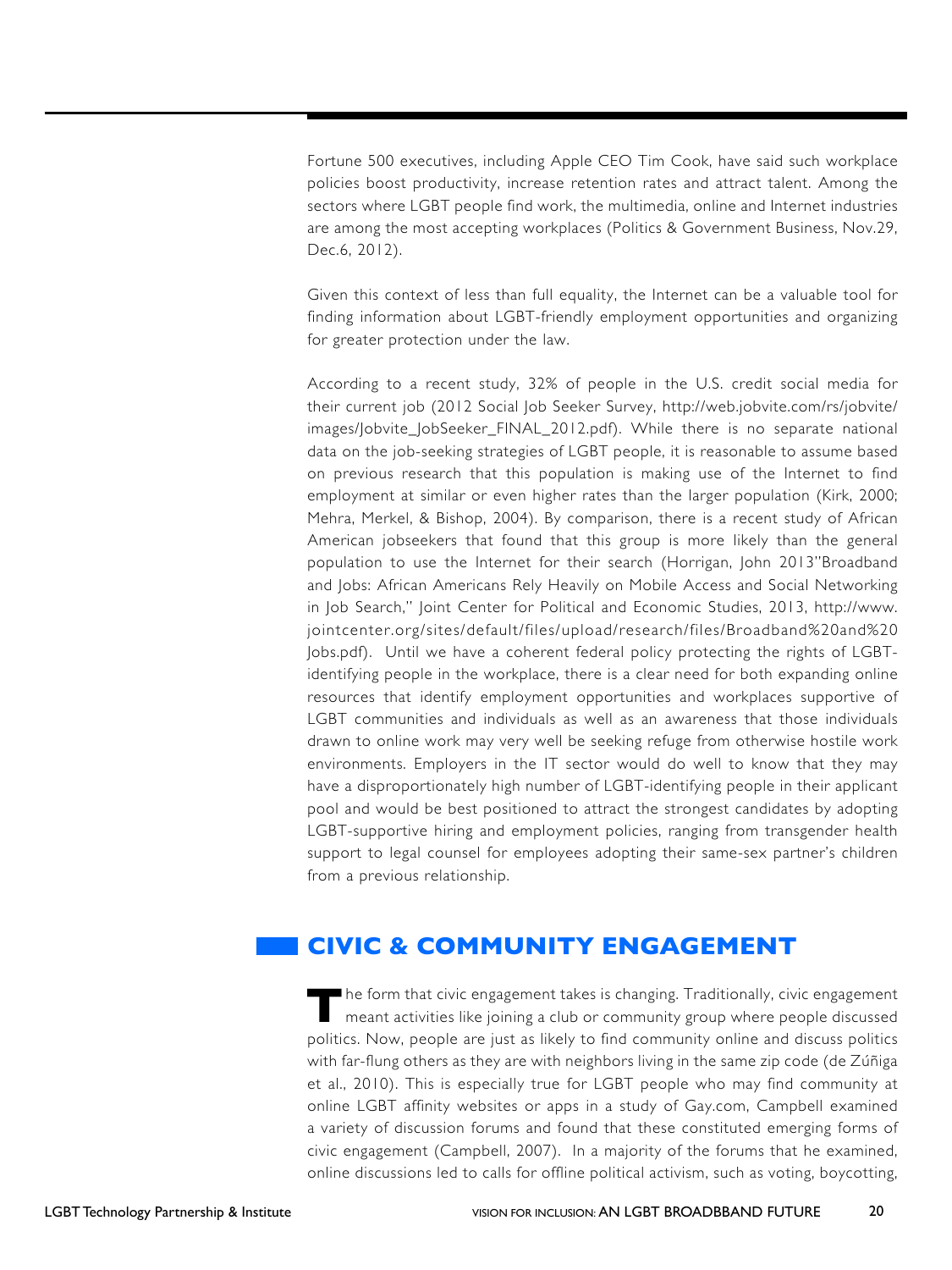Fortune 500 executives, including Apple CEO Tim Cook, have said such workplace policies boost productivity, increase retention rates and attract talent. Among the sectors where LGBT people find work, the multimedia, online and Internet industries are among the most accepting workplaces (Politics & Government Business, Nov.29, Dec.6, 2012).

Given this context of less than full equality, the Internet can be a valuable tool for finding information about LGBT-friendly employment opportunities and organizing for greater protection under the law.

According to a recent study, 32% of people in the U.S. credit social media for their current job (2012 Social Job Seeker Survey, http://web.jobvite.com/rs/jobvite/images/Jobvite_JobSeeker_FINAL_2012.pdf). While there is no separate national data on the job-seeking strategies of LGBT people, it is reasonable to assume based on previous research that this population is making use of the Internet to find employment at similar or even higher rates than the larger population (Kirk, 2000; Mehra, Merkel, & Bishop, 2004). By comparison, there is a recent study of African American jobseekers that found that this group is more likely than the general population to use the Internet for their search (Horrigan, John 2013"Broadband and Jobs: African Americans Rely Heavily on Mobile Access and Social Networking in Job Search," Joint Center for Political and Economic Studies, 2013, http://www.jointcenter.org/sites/default/files/upload/research/files/Broadband%20and%20Jobs.pdf). Until we have a coherent federal policy protecting the rights of LGBT-identifying people in the workplace, there is a clear need for both expanding online resources that identify employment opportunities and workplaces supportive of LGBT communities and individuals as well as an awareness that those individuals drawn to online work may very well be seeking refuge from otherwise hostile work environments. Employers in the IT sector would do well to know that they may have a disproportionately high number of LGBT-identifying people in their applicant pool and would be best positioned to attract the strongest candidates by adopting LGBT-supportive hiring and employment policies, ranging from transgender health support to legal counsel for employees adopting their same-sex partner's children from a previous relationship.

## CIVIC & COMMUNITY ENGAGEMENT

The form that civic engagement takes is changing. Traditionally, civic engagement meant activities like joining a club or community group where people discussed politics. Now, people are just as likely to find community online and discuss politics with far-flung others as they are with neighbors living in the same zip code (de Zúñiga et al., 2010). This is especially true for LGBT people who may find community at online LGBT affinity websites or apps in a study of Gay.com, Campbell examined a variety of discussion forums and found that these constituted emerging forms of civic engagement (Campbell, 2007). In a majority of the forums that he examined, online discussions led to calls for offline political activism, such as voting, boycotting,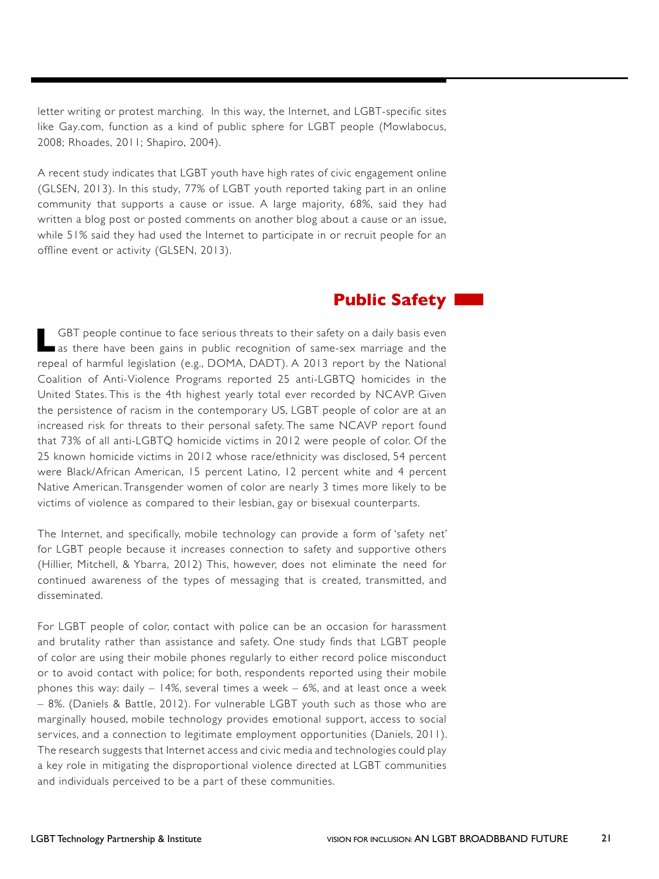letter writing or protest marching. In this way, the Internet, and LGBT-specific sites like Gay.com, function as a kind of public sphere for LGBT people (Mowlabocus, 2008; Rhoades, 2011; Shapiro, 2004).

A recent study indicates that LGBT youth have high rates of civic engagement online (GLSEN, 2013). In this study, 77% of LGBT youth reported taking part in an online community that supports a cause or issue. A large majority, 68%, said they had written a blog post or posted comments on another blog about a cause or an issue, while 51% said they had used the Internet to participate in or recruit people for an offline event or activity (GLSEN, 2013).

## Public Safety

LGBT people continue to face serious threats to their safety on a daily basis even as there have been gains in public recognition of same-sex marriage and the repeal of harmful legislation (e.g., DOMA, DADT). A 2013 report by the National Coalition of Anti-Violence Programs reported 25 anti-LGBTQ homicides in the United States. This is the 4th highest yearly total ever recorded by NCAVP. Given the persistence of racism in the contemporary US, LGBT people of color are at an increased risk for threats to their personal safety. The same NCAVP report found that 73% of all anti-LGBTQ homicide victims in 2012 were people of color. Of the 25 known homicide victims in 2012 whose race/ethnicity was disclosed, 54 percent were Black/African American, 15 percent Latino, 12 percent white and 4 percent Native American. Transgender women of color are nearly 3 times more likely to be victims of violence as compared to their lesbian, gay or bisexual counterparts.

The Internet, and specifically, mobile technology can provide a form of 'safety net' for LGBT people because it increases connection to safety and supportive others (Hillier, Mitchell, & Ybarra, 2012) This, however, does not eliminate the need for continued awareness of the types of messaging that is created, transmitted, and disseminated.

For LGBT people of color, contact with police can be an occasion for harassment and brutality rather than assistance and safety. One study finds that LGBT people of color are using their mobile phones regularly to either record police misconduct or to avoid contact with police; for both, respondents reported using their mobile phones this way: daily – 14%, several times a week – 6%, and at least once a week – 8%. (Daniels & Battle, 2012). For vulnerable LGBT youth such as those who are marginally housed, mobile technology provides emotional support, access to social services, and a connection to legitimate employment opportunities (Daniels, 2011). The research suggests that Internet access and civic media and technologies could play a key role in mitigating the disproportional violence directed at LGBT communities and individuals perceived to be a part of these communities.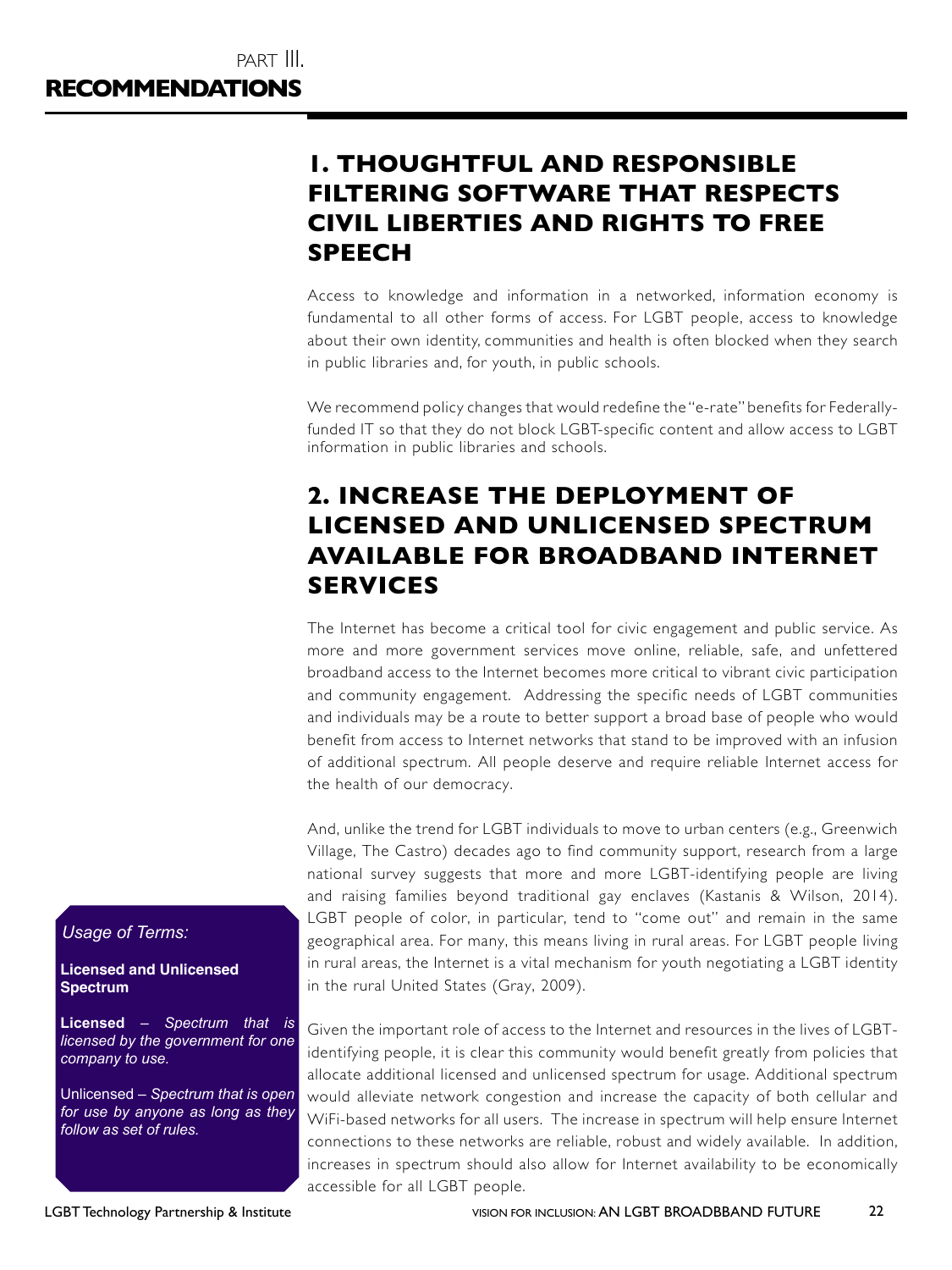PART III.

# RECOMMENDATIONS

## 1. THOUGHTFUL AND RESPONSIBLE FILTERING SOFTWARE THAT RESPECTS CIVIL LIBERTIES AND RIGHTS TO FREE SPEECH

Access to knowledge and information in a networked, information economy is fundamental to all other forms of access. For LGBT people, access to knowledge about their own identity, communities and health is often blocked when they search in public libraries and, for youth, in public schools.

We recommend policy changes that would redefine the "e-rate" benefits for Federally-funded IT so that they do not block LGBT-specific content and allow access to LGBT information in public libraries and schools.

## 2. INCREASE THE DEPLOYMENT OF LICENSED AND UNLICENSED SPECTRUM AVAILABLE FOR BROADBAND INTERNET SERVICES

The Internet has become a critical tool for civic engagement and public service. As more and more government services move online, reliable, safe, and unfettered broadband access to the Internet becomes more critical to vibrant civic participation and community engagement. Addressing the specific needs of LGBT communities and individuals may be a route to better support a broad base of people who would benefit from access to Internet networks that stand to be improved with an infusion of additional spectrum. All people deserve and require reliable Internet access for the health of our democracy.

And, unlike the trend for LGBT individuals to move to urban centers (e.g., Greenwich Village, The Castro) decades ago to find community support, research from a large national survey suggests that more and more LGBT-identifying people are living and raising families beyond traditional gay enclaves (Kastanis & Wilson, 2014). LGBT people of color, in particular, tend to "come out" and remain in the same geographical area. For many, this means living in rural areas. For LGBT people living in rural areas, the Internet is a vital mechanism for youth negotiating a LGBT identity in the rural United States (Gray, 2009).

Given the important role of access to the Internet and resources in the lives of LGBT-identifying people, it is clear this community would benefit greatly from policies that allocate additional licensed and unlicensed spectrum for usage. Additional spectrum would alleviate network congestion and increase the capacity of both cellular and WiFi-based networks for all users. The increase in spectrum will help ensure Internet connections to these networks are reliable, robust and widely available. In addition, increases in spectrum should also allow for Internet availability to be economically accessible for all LGBT people.

*Usage of Terms:*

**Licensed and Unlicensed Spectrum**

**Licensed** – *Spectrum that is licensed by the government for one company to use.*

Unlicensed – *Spectrum that is open for use by anyone as long as they follow as set of rules.*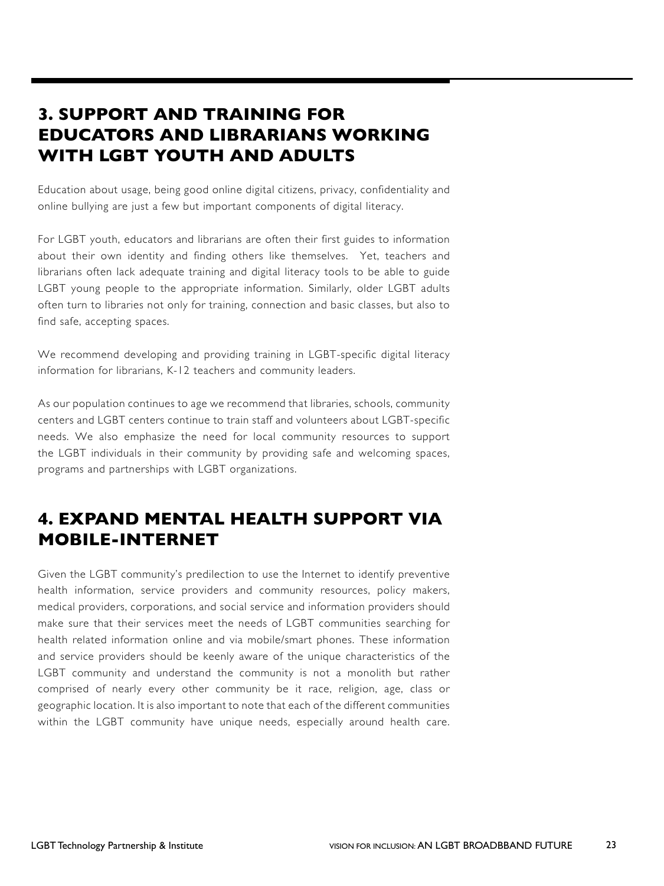## 3. SUPPORT AND TRAINING FOR EDUCATORS AND LIBRARIANS WORKING WITH LGBT YOUTH AND ADULTS

Education about usage, being good online digital citizens, privacy, confidentiality and online bullying are just a few but important components of digital literacy.

For LGBT youth, educators and librarians are often their first guides to information about their own identity and finding others like themselves. Yet, teachers and librarians often lack adequate training and digital literacy tools to be able to guide LGBT young people to the appropriate information. Similarly, older LGBT adults often turn to libraries not only for training, connection and basic classes, but also to find safe, accepting spaces.

We recommend developing and providing training in LGBT-specific digital literacy information for librarians, K-12 teachers and community leaders.

As our population continues to age we recommend that libraries, schools, community centers and LGBT centers continue to train staff and volunteers about LGBT-specific needs. We also emphasize the need for local community resources to support the LGBT individuals in their community by providing safe and welcoming spaces, programs and partnerships with LGBT organizations.

## 4. EXPAND MENTAL HEALTH SUPPORT VIA MOBILE-INTERNET

Given the LGBT community's predilection to use the Internet to identify preventive health information, service providers and community resources, policy makers, medical providers, corporations, and social service and information providers should make sure that their services meet the needs of LGBT communities searching for health related information online and via mobile/smart phones. These information and service providers should be keenly aware of the unique characteristics of the LGBT community and understand the community is not a monolith but rather comprised of nearly every other community be it race, religion, age, class or geographic location. It is also important to note that each of the different communities within the LGBT community have unique needs, especially around health care.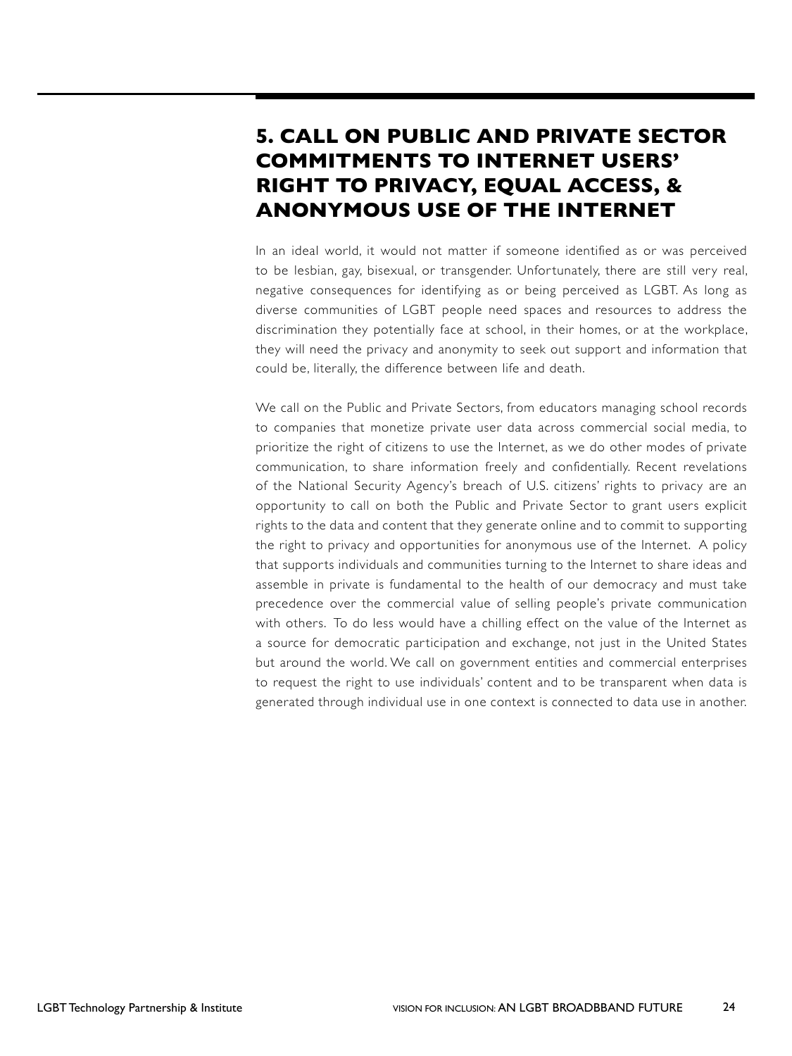## 5. CALL ON PUBLIC AND PRIVATE SECTOR COMMITMENTS TO INTERNET USERS' RIGHT TO PRIVACY, EQUAL ACCESS, & ANONYMOUS USE OF THE INTERNET

In an ideal world, it would not matter if someone identified as or was perceived to be lesbian, gay, bisexual, or transgender. Unfortunately, there are still very real, negative consequences for identifying as or being perceived as LGBT. As long as diverse communities of LGBT people need spaces and resources to address the discrimination they potentially face at school, in their homes, or at the workplace, they will need the privacy and anonymity to seek out support and information that could be, literally, the difference between life and death.

We call on the Public and Private Sectors, from educators managing school records to companies that monetize private user data across commercial social media, to prioritize the right of citizens to use the Internet, as we do other modes of private communication, to share information freely and confidentially. Recent revelations of the National Security Agency's breach of U.S. citizens' rights to privacy are an opportunity to call on both the Public and Private Sector to grant users explicit rights to the data and content that they generate online and to commit to supporting the right to privacy and opportunities for anonymous use of the Internet. A policy that supports individuals and communities turning to the Internet to share ideas and assemble in private is fundamental to the health of our democracy and must take precedence over the commercial value of selling people's private communication with others. To do less would have a chilling effect on the value of the Internet as a source for democratic participation and exchange, not just in the United States but around the world. We call on government entities and commercial enterprises to request the right to use individuals' content and to be transparent when data is generated through individual use in one context is connected to data use in another.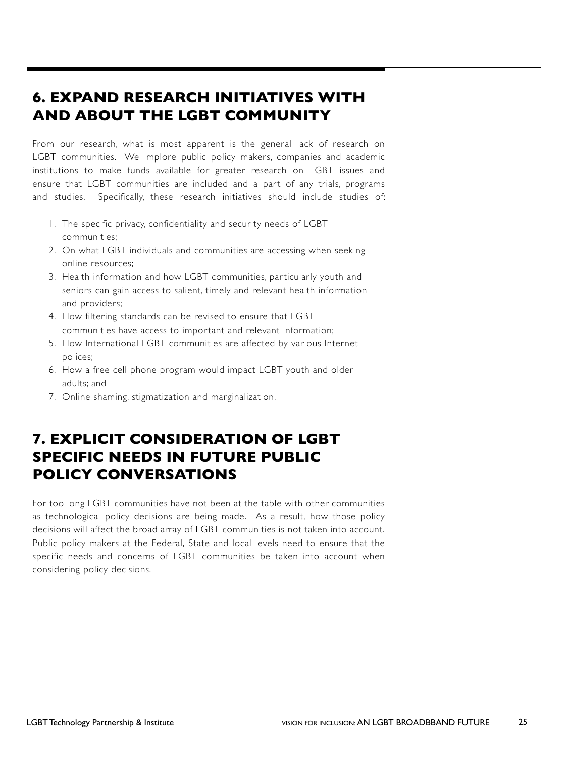## 6. EXPAND RESEARCH INITIATIVES WITH AND ABOUT THE LGBT COMMUNITY

From our research, what is most apparent is the general lack of research on LGBT communities. We implore public policy makers, companies and academic institutions to make funds available for greater research on LGBT issues and ensure that LGBT communities are included and a part of any trials, programs and studies. Specifically, these research initiatives should include studies of:

1. The specific privacy, confidentiality and security needs of LGBT communities;
2. On what LGBT individuals and communities are accessing when seeking online resources;
3. Health information and how LGBT communities, particularly youth and seniors can gain access to salient, timely and relevant health information and providers;
4. How filtering standards can be revised to ensure that LGBT communities have access to important and relevant information;
5. How International LGBT communities are affected by various Internet polices;
6. How a free cell phone program would impact LGBT youth and older adults; and
7. Online shaming, stigmatization and marginalization.

## 7. EXPLICIT CONSIDERATION OF LGBT SPECIFIC NEEDS IN FUTURE PUBLIC POLICY CONVERSATIONS

For too long LGBT communities have not been at the table with other communities as technological policy decisions are being made. As a result, how those policy decisions will affect the broad array of LGBT communities is not taken into account. Public policy makers at the Federal, State and local levels need to ensure that the specific needs and concerns of LGBT communities be taken into account when considering policy decisions.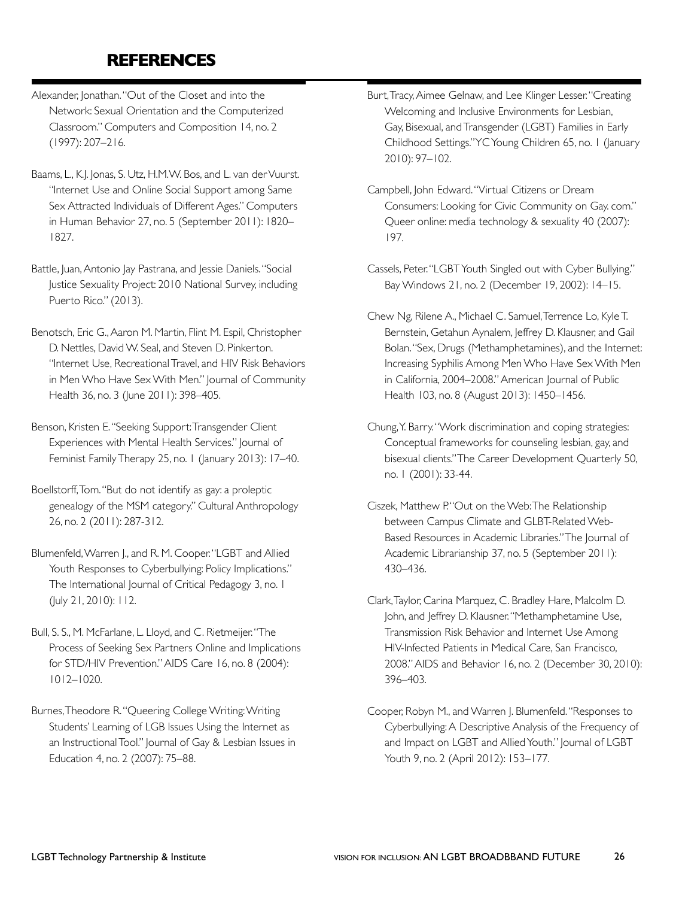## REFERENCES

Alexander, Jonathan. "Out of the Closet and into the Network: Sexual Orientation and the Computerized Classroom." Computers and Composition 14, no. 2 (1997): 207–216.

Baams, L., K.J. Jonas, S. Utz, H.M.W. Bos, and L. van der Vuurst. "Internet Use and Online Social Support among Same Sex Attracted Individuals of Different Ages." Computers in Human Behavior 27, no. 5 (September 2011): 1820–1827.

Battle, Juan, Antonio Jay Pastrana, and Jessie Daniels. "Social Justice Sexuality Project: 2010 National Survey, including Puerto Rico." (2013).

Benotsch, Eric G., Aaron M. Martin, Flint M. Espil, Christopher D. Nettles, David W. Seal, and Steven D. Pinkerton. "Internet Use, Recreational Travel, and HIV Risk Behaviors in Men Who Have Sex With Men." Journal of Community Health 36, no. 3 (June 2011): 398–405.

Benson, Kristen E. "Seeking Support: Transgender Client Experiences with Mental Health Services." Journal of Feminist Family Therapy 25, no. 1 (January 2013): 17–40.

Boellstorff, Tom. "But do not identify as gay: a proleptic genealogy of the MSM category." Cultural Anthropology 26, no. 2 (2011): 287-312.

Blumenfeld, Warren J., and R. M. Cooper. "LGBT and Allied Youth Responses to Cyberbullying: Policy Implications." The International Journal of Critical Pedagogy 3, no. 1 (July 21, 2010): 112.

Bull, S. S., M. McFarlane, L. Lloyd, and C. Rietmeijer. "The Process of Seeking Sex Partners Online and Implications for STD/HIV Prevention." AIDS Care 16, no. 8 (2004): 1012–1020.

Burnes, Theodore R. "Queering College Writing: Writing Students' Learning of LGB Issues Using the Internet as an Instructional Tool." Journal of Gay & Lesbian Issues in Education 4, no. 2 (2007): 75–88.

Burt, Tracy, Aimee Gelnaw, and Lee Klinger Lesser. "Creating Welcoming and Inclusive Environments for Lesbian, Gay, Bisexual, and Transgender (LGBT) Families in Early Childhood Settings." YC Young Children 65, no. 1 (January 2010): 97–102.

Campbell, John Edward. "Virtual Citizens or Dream Consumers: Looking for Civic Community on Gay. com." Queer online: media technology & sexuality 40 (2007): 197.

Cassels, Peter. "LGBT Youth Singled out with Cyber Bullying." Bay Windows 21, no. 2 (December 19, 2002): 14–15.

Chew Ng, Rilene A., Michael C. Samuel, Terrence Lo, Kyle T. Bernstein, Getahun Aynalem, Jeffrey D. Klausner, and Gail Bolan. "Sex, Drugs (Methamphetamines), and the Internet: Increasing Syphilis Among Men Who Have Sex With Men in California, 2004–2008." American Journal of Public Health 103, no. 8 (August 2013): 1450–1456.

Chung, Y. Barry. "Work discrimination and coping strategies: Conceptual frameworks for counseling lesbian, gay, and bisexual clients." The Career Development Quarterly 50, no. 1 (2001): 33-44.

Ciszek, Matthew P. "Out on the Web: The Relationship between Campus Climate and GLBT-Related Web-Based Resources in Academic Libraries." The Journal of Academic Librarianship 37, no. 5 (September 2011): 430–436.

Clark, Taylor, Carina Marquez, C. Bradley Hare, Malcolm D. John, and Jeffrey D. Klausner. "Methamphetamine Use, Transmission Risk Behavior and Internet Use Among HIV-Infected Patients in Medical Care, San Francisco, 2008." AIDS and Behavior 16, no. 2 (December 30, 2010): 396–403.

Cooper, Robyn M., and Warren J. Blumenfeld. "Responses to Cyberbullying: A Descriptive Analysis of the Frequency of and Impact on LGBT and Allied Youth." Journal of LGBT Youth 9, no. 2 (April 2012): 153–177.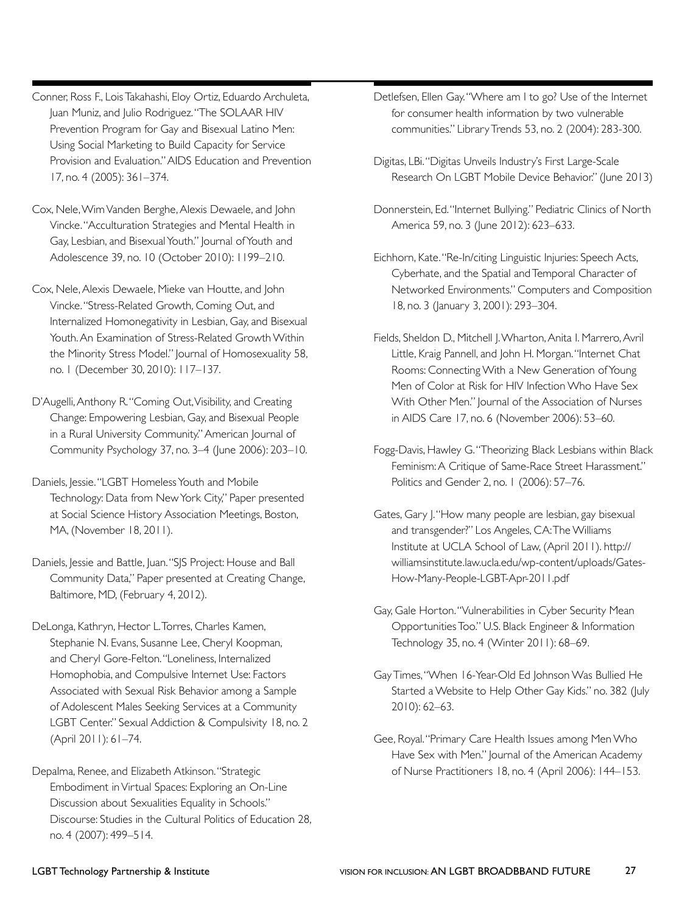Conner, Ross F., Lois Takahashi, Eloy Ortiz, Eduardo Archuleta, Juan Muniz, and Julio Rodriguez. "The SOLAAR HIV Prevention Program for Gay and Bisexual Latino Men: Using Social Marketing to Build Capacity for Service Provision and Evaluation." AIDS Education and Prevention 17, no. 4 (2005): 361–374.

Cox, Nele, Wim Vanden Berghe, Alexis Dewaele, and John Vincke. "Acculturation Strategies and Mental Health in Gay, Lesbian, and Bisexual Youth." Journal of Youth and Adolescence 39, no. 10 (October 2010): 1199–210.

Cox, Nele, Alexis Dewaele, Mieke van Houtte, and John Vincke. "Stress-Related Growth, Coming Out, and Internalized Homonegativity in Lesbian, Gay, and Bisexual Youth. An Examination of Stress-Related Growth Within the Minority Stress Model." Journal of Homosexuality 58, no. 1 (December 30, 2010): 117–137.

D'Augelli, Anthony R. "Coming Out, Visibility, and Creating Change: Empowering Lesbian, Gay, and Bisexual People in a Rural University Community." American Journal of Community Psychology 37, no. 3–4 (June 2006): 203–10.

Daniels, Jessie. "LGBT Homeless Youth and Mobile Technology: Data from New York City," Paper presented at Social Science History Association Meetings, Boston, MA, (November 18, 2011).

Daniels, Jessie and Battle, Juan. "SJS Project: House and Ball Community Data," Paper presented at Creating Change, Baltimore, MD, (February 4, 2012).

DeLonga, Kathryn, Hector L. Torres, Charles Kamen, Stephanie N. Evans, Susanne Lee, Cheryl Koopman, and Cheryl Gore-Felton. "Loneliness, Internalized Homophobia, and Compulsive Internet Use: Factors Associated with Sexual Risk Behavior among a Sample of Adolescent Males Seeking Services at a Community LGBT Center." Sexual Addiction & Compulsivity 18, no. 2 (April 2011): 61–74.

Depalma, Renee, and Elizabeth Atkinson. "Strategic Embodiment in Virtual Spaces: Exploring an On-Line Discussion about Sexualities Equality in Schools." Discourse: Studies in the Cultural Politics of Education 28, no. 4 (2007): 499–514.

Detlefsen, Ellen Gay. "Where am I to go? Use of the Internet for consumer health information by two vulnerable communities." Library Trends 53, no. 2 (2004): 283-300.

Digitas, LBi. "Digitas Unveils Industry's First Large-Scale Research On LGBT Mobile Device Behavior." (June 2013)

Donnerstein, Ed. "Internet Bullying." Pediatric Clinics of North America 59, no. 3 (June 2012): 623–633.

Eichhorn, Kate. "Re-In/citing Linguistic Injuries: Speech Acts, Cyberhate, and the Spatial and Temporal Character of Networked Environments." Computers and Composition 18, no. 3 (January 3, 2001): 293–304.

Fields, Sheldon D., Mitchell J. Wharton, Anita I. Marrero, Avril Little, Kraig Pannell, and John H. Morgan. "Internet Chat Rooms: Connecting With a New Generation of Young Men of Color at Risk for HIV Infection Who Have Sex With Other Men." Journal of the Association of Nurses in AIDS Care 17, no. 6 (November 2006): 53–60.

Fogg-Davis, Hawley G. "Theorizing Black Lesbians within Black Feminism: A Critique of Same-Race Street Harassment." Politics and Gender 2, no. 1 (2006): 57–76.

Gates, Gary J. "How many people are lesbian, gay bisexual and transgender?" Los Angeles, CA: The Williams Institute at UCLA School of Law, (April 2011). http://williamsinstitute.law.ucla.edu/wp-content/uploads/Gates-How-Many-People-LGBT-Apr-2011.pdf

Gay, Gale Horton. "Vulnerabilities in Cyber Security Mean Opportunities Too." U.S. Black Engineer & Information Technology 35, no. 4 (Winter 2011): 68–69.

Gay Times, "When 16-Year-Old Ed Johnson Was Bullied He Started a Website to Help Other Gay Kids." no. 382 (July 2010): 62–63.

Gee, Royal. "Primary Care Health Issues among Men Who Have Sex with Men." Journal of the American Academy of Nurse Practitioners 18, no. 4 (April 2006): 144–153.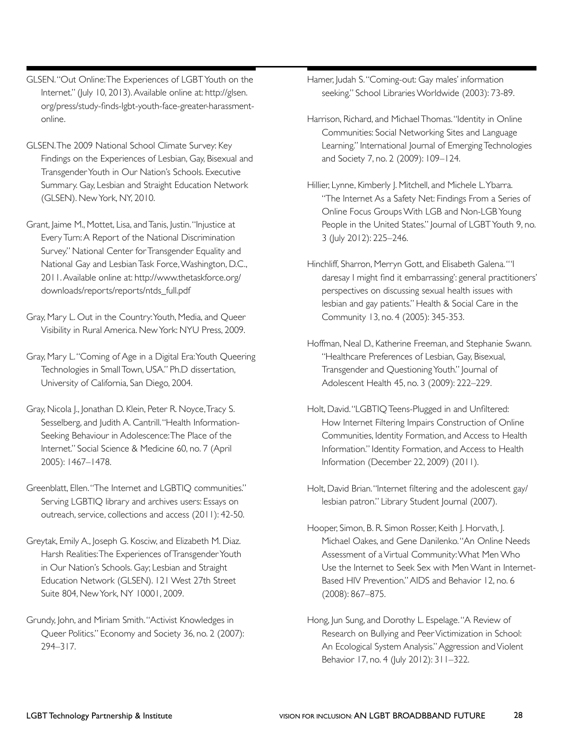GLSEN. "Out Online: The Experiences of LGBT Youth on the Internet." (July 10, 2013). Available online at: http://glsen.org/press/study-finds-lgbt-youth-face-greater-harassment-online.

GLSEN. The 2009 National School Climate Survey: Key Findings on the Experiences of Lesbian, Gay, Bisexual and Transgender Youth in Our Nation's Schools. Executive Summary. Gay, Lesbian and Straight Education Network (GLSEN). New York, NY, 2010.

Grant, Jaime M., Mottet, Lisa, and Tanis, Justin. "Injustice at Every Turn: A Report of the National Discrimination Survey." National Center for Transgender Equality and National Gay and Lesbian Task Force, Washington, D.C., 2011. Available online at: http://www.thetaskforce.org/downloads/reports/reports/ntds_full.pdf

Gray, Mary L. Out in the Country: Youth, Media, and Queer Visibility in Rural America. New York: NYU Press, 2009.

Gray, Mary L. "Coming of Age in a Digital Era: Youth Queering Technologies in Small Town, USA." Ph.D dissertation, University of California, San Diego, 2004.

Gray, Nicola J., Jonathan D. Klein, Peter R. Noyce, Tracy S. Sesselberg, and Judith A. Cantrill. "Health Information-Seeking Behaviour in Adolescence: The Place of the Internet." Social Science & Medicine 60, no. 7 (April 2005): 1467–1478.

Greenblatt, Ellen. "The Internet and LGBTIQ communities." Serving LGBTIQ library and archives users: Essays on outreach, service, collections and access (2011): 42-50.

Greytak, Emily A., Joseph G. Kosciw, and Elizabeth M. Diaz. Harsh Realities: The Experiences of Transgender Youth in Our Nation's Schools. Gay; Lesbian and Straight Education Network (GLSEN). 121 West 27th Street Suite 804, New York, NY 10001, 2009.

Grundy, John, and Miriam Smith. "Activist Knowledges in Queer Politics." Economy and Society 36, no. 2 (2007): 294–317.

Hamer, Judah S. "Coming-out: Gay males' information seeking." School Libraries Worldwide (2003): 73-89.

Harrison, Richard, and Michael Thomas. "Identity in Online Communities: Social Networking Sites and Language Learning." International Journal of Emerging Technologies and Society 7, no. 2 (2009): 109–124.

Hillier, Lynne, Kimberly J. Mitchell, and Michele L. Ybarra. "The Internet As a Safety Net: Findings From a Series of Online Focus Groups With LGB and Non-LGB Young People in the United States." Journal of LGBT Youth 9, no. 3 (July 2012): 225–246.

Hinchliff, Sharron, Merryn Gott, and Elisabeth Galena. "'I daresay I might find it embarrassing': general practitioners' perspectives on discussing sexual health issues with lesbian and gay patients." Health & Social Care in the Community 13, no. 4 (2005): 345-353.

Hoffman, Neal D., Katherine Freeman, and Stephanie Swann. "Healthcare Preferences of Lesbian, Gay, Bisexual, Transgender and Questioning Youth." Journal of Adolescent Health 45, no. 3 (2009): 222–229.

Holt, David. "LGBTIQ Teens-Plugged in and Unfiltered: How Internet Filtering Impairs Construction of Online Communities, Identity Formation, and Access to Health Information." Identity Formation, and Access to Health Information (December 22, 2009) (2011).

Holt, David Brian. "Internet filtering and the adolescent gay/lesbian patron." Library Student Journal (2007).

Hooper, Simon, B. R. Simon Rosser, Keith J. Horvath, J. Michael Oakes, and Gene Danilenko. "An Online Needs Assessment of a Virtual Community: What Men Who Use the Internet to Seek Sex with Men Want in Internet-Based HIV Prevention." AIDS and Behavior 12, no. 6 (2008): 867–875.

Hong, Jun Sung, and Dorothy L. Espelage. "A Review of Research on Bullying and Peer Victimization in School: An Ecological System Analysis." Aggression and Violent Behavior 17, no. 4 (July 2012): 311–322.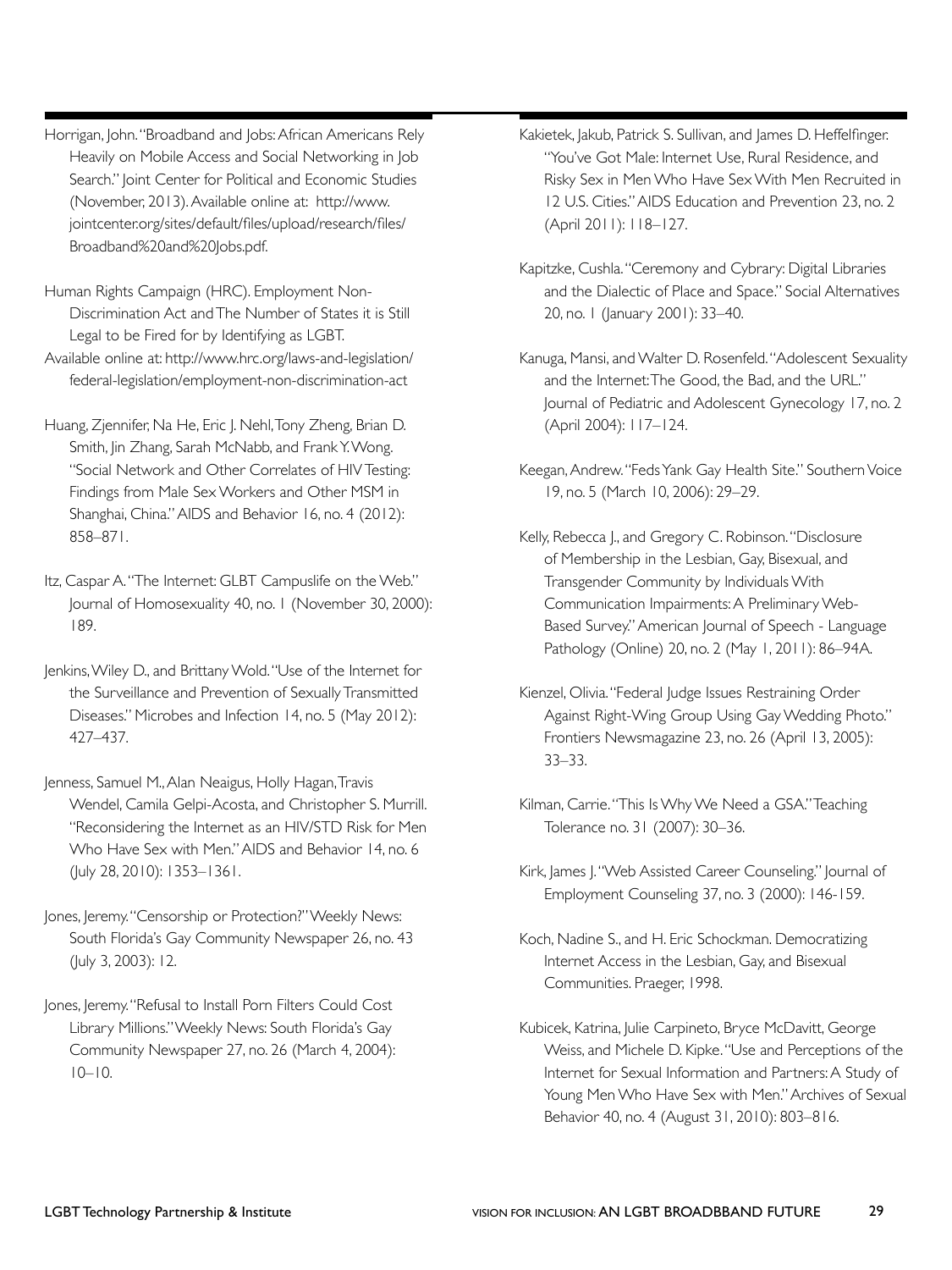Horrigan, John. "Broadband and Jobs: African Americans Rely Heavily on Mobile Access and Social Networking in Job Search." Joint Center for Political and Economic Studies (November, 2013). Available online at: http://www.jointcenter.org/sites/default/files/upload/research/files/Broadband%20and%20Jobs.pdf.

Human Rights Campaign (HRC). Employment Non-Discrimination Act and The Number of States it is Still Legal to be Fired for by Identifying as LGBT.
Available online at: http://www.hrc.org/laws-and-legislation/federal-legislation/employment-non-discrimination-act

Huang, Zjennifer, Na He, Eric J. Nehl, Tony Zheng, Brian D. Smith, Jin Zhang, Sarah McNabb, and Frank Y. Wong. "Social Network and Other Correlates of HIV Testing: Findings from Male Sex Workers and Other MSM in Shanghai, China." AIDS and Behavior 16, no. 4 (2012): 858–871.

Itz, Caspar A. "The Internet: GLBT Campuslife on the Web." Journal of Homosexuality 40, no. 1 (November 30, 2000): 189.

Jenkins, Wiley D., and Brittany Wold. "Use of the Internet for the Surveillance and Prevention of Sexually Transmitted Diseases." Microbes and Infection 14, no. 5 (May 2012): 427–437.

Jenness, Samuel M., Alan Neaigus, Holly Hagan, Travis Wendel, Camila Gelpi-Acosta, and Christopher S. Murrill. "Reconsidering the Internet as an HIV/STD Risk for Men Who Have Sex with Men." AIDS and Behavior 14, no. 6 (July 28, 2010): 1353–1361.

Jones, Jeremy. "Censorship or Protection?" Weekly News: South Florida's Gay Community Newspaper 26, no. 43 (July 3, 2003): 12.

Jones, Jeremy. "Refusal to Install Porn Filters Could Cost Library Millions." Weekly News: South Florida's Gay Community Newspaper 27, no. 26 (March 4, 2004): 10–10.

Kakietek, Jakub, Patrick S. Sullivan, and James D. Heffelfinger. "You've Got Male: Internet Use, Rural Residence, and Risky Sex in Men Who Have Sex With Men Recruited in 12 U.S. Cities." AIDS Education and Prevention 23, no. 2 (April 2011): 118–127.

Kapitzke, Cushla. "Ceremony and Cybrary: Digital Libraries and the Dialectic of Place and Space." Social Alternatives 20, no. 1 (January 2001): 33–40.

Kanuga, Mansi, and Walter D. Rosenfeld. "Adolescent Sexuality and the Internet: The Good, the Bad, and the URL." Journal of Pediatric and Adolescent Gynecology 17, no. 2 (April 2004): 117–124.

Keegan, Andrew. "Feds Yank Gay Health Site." Southern Voice 19, no. 5 (March 10, 2006): 29–29.

Kelly, Rebecca J., and Gregory C. Robinson. "Disclosure of Membership in the Lesbian, Gay, Bisexual, and Transgender Community by Individuals With Communication Impairments: A Preliminary Web-Based Survey." American Journal of Speech - Language Pathology (Online) 20, no. 2 (May 1, 2011): 86–94A.

Kienzel, Olivia. "Federal Judge Issues Restraining Order Against Right-Wing Group Using Gay Wedding Photo." Frontiers Newsmagazine 23, no. 26 (April 13, 2005): 33–33.

Kilman, Carrie. "This Is Why We Need a GSA." Teaching Tolerance no. 31 (2007): 30–36.

Kirk, James J. "Web Assisted Career Counseling." Journal of Employment Counseling 37, no. 3 (2000): 146-159.

Koch, Nadine S., and H. Eric Schockman. Democratizing Internet Access in the Lesbian, Gay, and Bisexual Communities. Praeger, 1998.

Kubicek, Katrina, Julie Carpineto, Bryce McDavitt, George Weiss, and Michele D. Kipke. "Use and Perceptions of the Internet for Sexual Information and Partners: A Study of Young Men Who Have Sex with Men." Archives of Sexual Behavior 40, no. 4 (August 31, 2010): 803–816.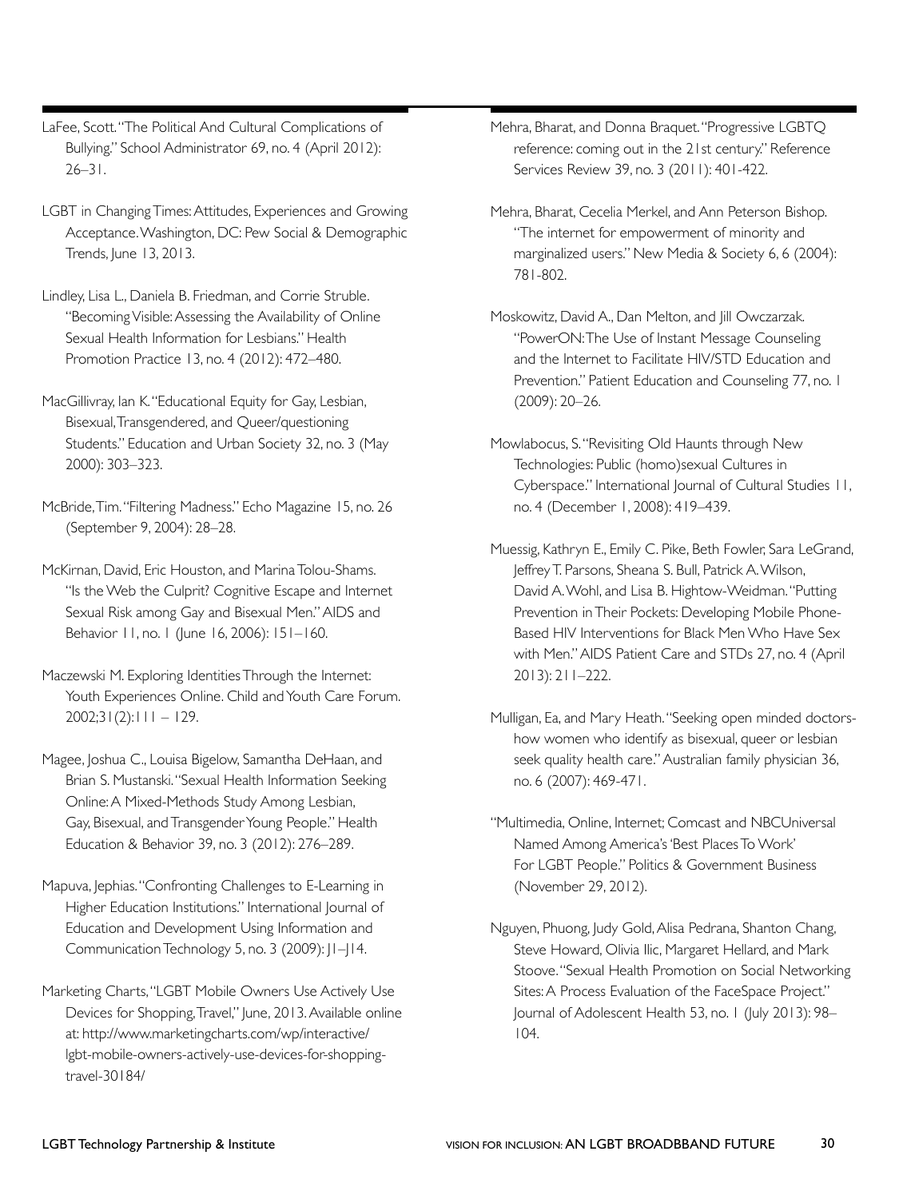LaFee, Scott. "The Political And Cultural Complications of Bullying." School Administrator 69, no. 4 (April 2012): 26–31.

LGBT in Changing Times: Attitudes, Experiences and Growing Acceptance. Washington, DC: Pew Social & Demographic Trends, June 13, 2013.

Lindley, Lisa L., Daniela B. Friedman, and Corrie Struble. "Becoming Visible: Assessing the Availability of Online Sexual Health Information for Lesbians." Health Promotion Practice 13, no. 4 (2012): 472–480.

MacGillivray, Ian K. "Educational Equity for Gay, Lesbian, Bisexual, Transgendered, and Queer/questioning Students." Education and Urban Society 32, no. 3 (May 2000): 303–323.

McBride, Tim. "Filtering Madness." Echo Magazine 15, no. 26 (September 9, 2004): 28–28.

McKirnan, David, Eric Houston, and Marina Tolou-Shams. "Is the Web the Culprit? Cognitive Escape and Internet Sexual Risk among Gay and Bisexual Men." AIDS and Behavior 11, no. 1 (June 16, 2006): 151–160.

Maczewski M. Exploring Identities Through the Internet: Youth Experiences Online. Child and Youth Care Forum. 2002;31(2):111 – 129.

Magee, Joshua C., Louisa Bigelow, Samantha DeHaan, and Brian S. Mustanski. "Sexual Health Information Seeking Online: A Mixed-Methods Study Among Lesbian, Gay, Bisexual, and Transgender Young People." Health Education & Behavior 39, no. 3 (2012): 276–289.

Mapuva, Jephias. "Confronting Challenges to E-Learning in Higher Education Institutions." International Journal of Education and Development Using Information and Communication Technology 5, no. 3 (2009): J1–J14.

Marketing Charts, "LGBT Mobile Owners Use Actively Use Devices for Shopping, Travel," June, 2013. Available online at: http://www.marketingcharts.com/wp/interactive/lgbt-mobile-owners-actively-use-devices-for-shopping-travel-30184/

Mehra, Bharat, and Donna Braquet. "Progressive LGBTQ reference: coming out in the 21st century." Reference Services Review 39, no. 3 (2011): 401-422.

Mehra, Bharat, Cecelia Merkel, and Ann Peterson Bishop. "The internet for empowerment of minority and marginalized users." New Media & Society 6, 6 (2004): 781-802.

Moskowitz, David A., Dan Melton, and Jill Owczarzak. "PowerON: The Use of Instant Message Counseling and the Internet to Facilitate HIV/STD Education and Prevention." Patient Education and Counseling 77, no. 1 (2009): 20–26.

Mowlabocus, S. "Revisiting Old Haunts through New Technologies: Public (homo)sexual Cultures in Cyberspace." International Journal of Cultural Studies 11, no. 4 (December 1, 2008): 419–439.

Muessig, Kathryn E., Emily C. Pike, Beth Fowler, Sara LeGrand, Jeffrey T. Parsons, Sheana S. Bull, Patrick A. Wilson, David A. Wohl, and Lisa B. Hightow-Weidman. "Putting Prevention in Their Pockets: Developing Mobile Phone-Based HIV Interventions for Black Men Who Have Sex with Men." AIDS Patient Care and STDs 27, no. 4 (April 2013): 211–222.

Mulligan, Ea, and Mary Heath. "Seeking open minded doctors-how women who identify as bisexual, queer or lesbian seek quality health care." Australian family physician 36, no. 6 (2007): 469-471.

"Multimedia, Online, Internet; Comcast and NBCUniversal Named Among America's 'Best Places To Work' For LGBT People." Politics & Government Business (November 29, 2012).

Nguyen, Phuong, Judy Gold, Alisa Pedrana, Shanton Chang, Steve Howard, Olivia Ilic, Margaret Hellard, and Mark Stoove. "Sexual Health Promotion on Social Networking Sites: A Process Evaluation of the FaceSpace Project." Journal of Adolescent Health 53, no. 1 (July 2013): 98–104.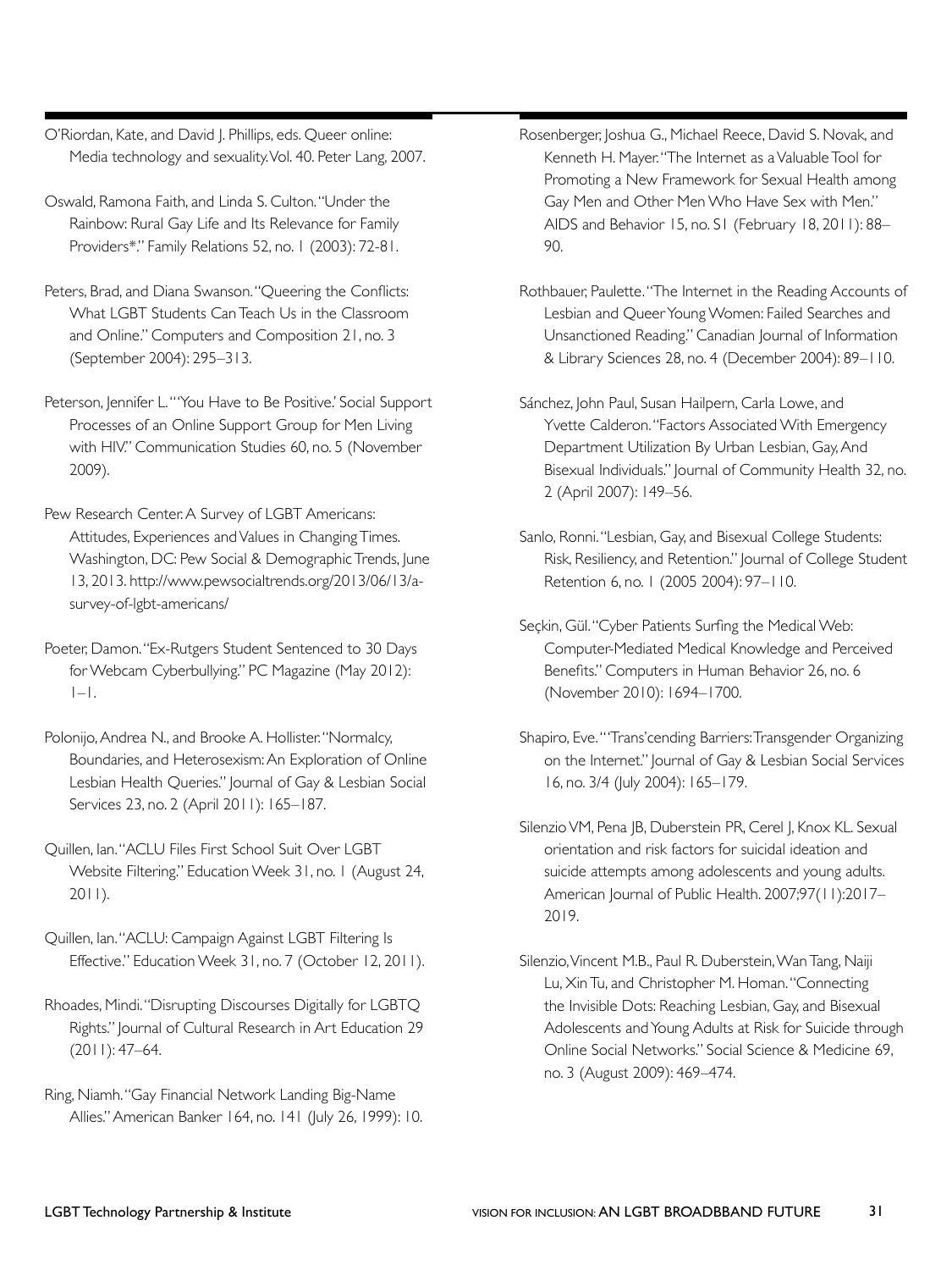O'Riordan, Kate, and David J. Phillips, eds. Queer online: Media technology and sexuality. Vol. 40. Peter Lang, 2007.

Oswald, Ramona Faith, and Linda S. Culton. "Under the Rainbow: Rural Gay Life and Its Relevance for Family Providers*." Family Relations 52, no. 1 (2003): 72-81.

Peters, Brad, and Diana Swanson. "Queering the Conflicts: What LGBT Students Can Teach Us in the Classroom and Online." Computers and Composition 21, no. 3 (September 2004): 295–313.

Peterson, Jennifer L. "'You Have to Be Positive.' Social Support Processes of an Online Support Group for Men Living with HIV." Communication Studies 60, no. 5 (November 2009).

Pew Research Center. A Survey of LGBT Americans: Attitudes, Experiences and Values in Changing Times. Washington, DC: Pew Social & Demographic Trends, June 13, 2013. http://www.pewsocialtrends.org/2013/06/13/a-survey-of-lgbt-americans/

Poeter, Damon. "Ex-Rutgers Student Sentenced to 30 Days for Webcam Cyberbullying." PC Magazine (May 2012): 1–1.

Polonijo, Andrea N., and Brooke A. Hollister. "Normalcy, Boundaries, and Heterosexism: An Exploration of Online Lesbian Health Queries." Journal of Gay & Lesbian Social Services 23, no. 2 (April 2011): 165–187.

Quillen, Ian. "ACLU Files First School Suit Over LGBT Website Filtering." Education Week 31, no. 1 (August 24, 2011).

Quillen, Ian. "ACLU: Campaign Against LGBT Filtering Is Effective." Education Week 31, no. 7 (October 12, 2011).

Rhoades, Mindi. "Disrupting Discourses Digitally for LGBTQ Rights." Journal of Cultural Research in Art Education 29 (2011): 47–64.

Ring, Niamh. "Gay Financial Network Landing Big-Name Allies." American Banker 164, no. 141 (July 26, 1999): 10.

Rosenberger, Joshua G., Michael Reece, David S. Novak, and Kenneth H. Mayer. "The Internet as a Valuable Tool for Promoting a New Framework for Sexual Health among Gay Men and Other Men Who Have Sex with Men." AIDS and Behavior 15, no. S1 (February 18, 2011): 88–90.

Rothbauer, Paulette. "The Internet in the Reading Accounts of Lesbian and Queer Young Women: Failed Searches and Unsanctioned Reading." Canadian Journal of Information & Library Sciences 28, no. 4 (December 2004): 89–110.

Sánchez, John Paul, Susan Hailpern, Carla Lowe, and Yvette Calderon. "Factors Associated With Emergency Department Utilization By Urban Lesbian, Gay, And Bisexual Individuals." Journal of Community Health 32, no. 2 (April 2007): 149–56.

Sanlo, Ronni. "Lesbian, Gay, and Bisexual College Students: Risk, Resiliency, and Retention." Journal of College Student Retention 6, no. 1 (2005 2004): 97–110.

Seçkin, Gül. "Cyber Patients Surfing the Medical Web: Computer-Mediated Medical Knowledge and Perceived Benefits." Computers in Human Behavior 26, no. 6 (November 2010): 1694–1700.

Shapiro, Eve. "'Trans'cending Barriers: Transgender Organizing on the Internet." Journal of Gay & Lesbian Social Services 16, no. 3/4 (July 2004): 165–179.

Silenzio VM, Pena JB, Duberstein PR, Cerel J, Knox KL. Sexual orientation and risk factors for suicidal ideation and suicide attempts among adolescents and young adults. American Journal of Public Health. 2007;97(11):2017–2019.

Silenzio, Vincent M.B., Paul R. Duberstein, Wan Tang, Naiji Lu, Xin Tu, and Christopher M. Homan. "Connecting the Invisible Dots: Reaching Lesbian, Gay, and Bisexual Adolescents and Young Adults at Risk for Suicide through Online Social Networks." Social Science & Medicine 69, no. 3 (August 2009): 469–474.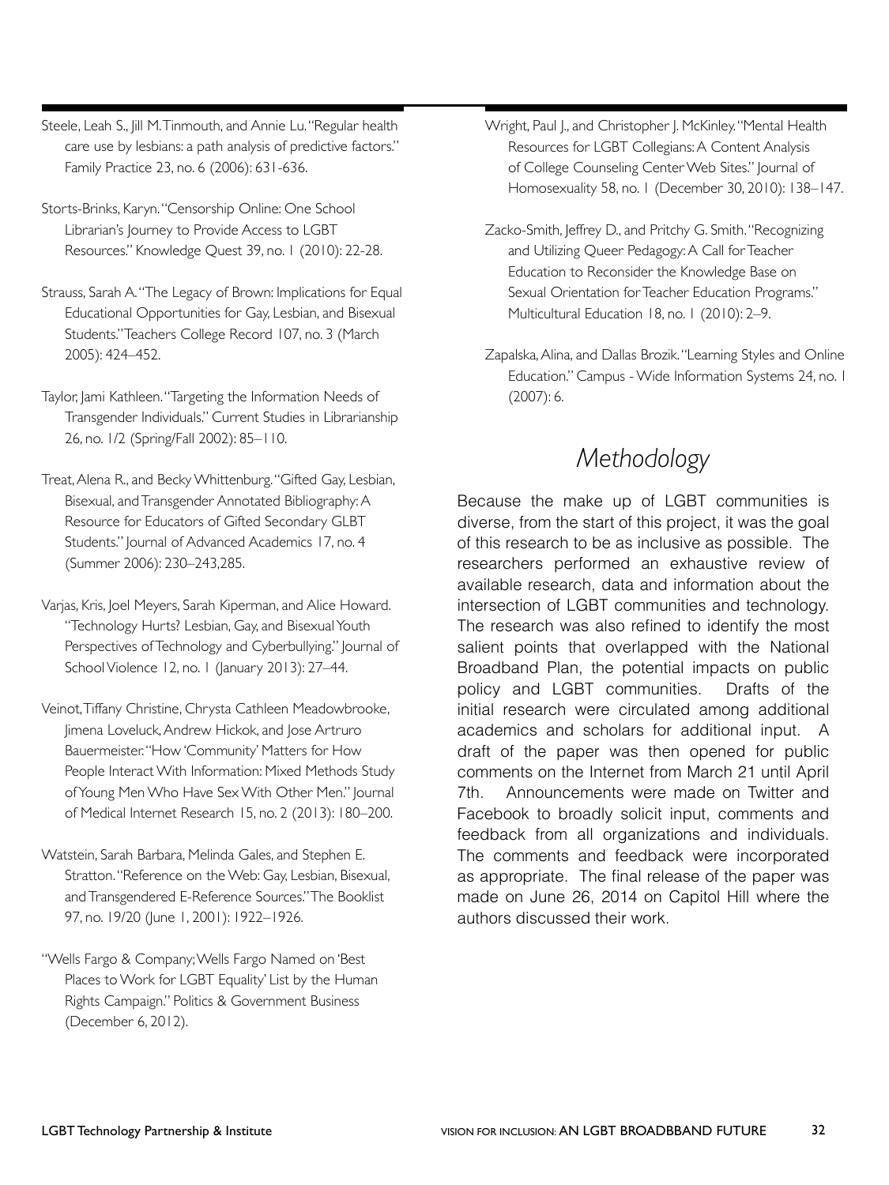Steele, Leah S., Jill M. Tinmouth, and Annie Lu. "Regular health care use by lesbians: a path analysis of predictive factors." Family Practice 23, no. 6 (2006): 631-636.

Storts-Brinks, Karyn. "Censorship Online: One School Librarian's Journey to Provide Access to LGBT Resources." Knowledge Quest 39, no. 1 (2010): 22-28.

Strauss, Sarah A. "The Legacy of Brown: Implications for Equal Educational Opportunities for Gay, Lesbian, and Bisexual Students." Teachers College Record 107, no. 3 (March 2005): 424–452.

Taylor, Jami Kathleen. "Targeting the Information Needs of Transgender Individuals." Current Studies in Librarianship 26, no. 1/2 (Spring/Fall 2002): 85–110.

Treat, Alena R., and Becky Whittenburg. "Gifted Gay, Lesbian, Bisexual, and Transgender Annotated Bibliography: A Resource for Educators of Gifted Secondary GLBT Students." Journal of Advanced Academics 17, no. 4 (Summer 2006): 230–243,285.

Varjas, Kris, Joel Meyers, Sarah Kiperman, and Alice Howard. "Technology Hurts? Lesbian, Gay, and Bisexual Youth Perspectives of Technology and Cyberbullying." Journal of School Violence 12, no. 1 (January 2013): 27–44.

Veinot, Tiffany Christine, Chrysta Cathleen Meadowbrooke, Jimena Loveluck, Andrew Hickok, and Jose Artruro Bauermeister. "How 'Community' Matters for How People Interact With Information: Mixed Methods Study of Young Men Who Have Sex With Other Men." Journal of Medical Internet Research 15, no. 2 (2013): 180–200.

Watstein, Sarah Barbara, Melinda Gales, and Stephen E. Stratton. "Reference on the Web: Gay, Lesbian, Bisexual, and Transgendered E-Reference Sources." The Booklist 97, no. 19/20 (June 1, 2001): 1922–1926.

"Wells Fargo & Company; Wells Fargo Named on 'Best Places to Work for LGBT Equality' List by the Human Rights Campaign." Politics & Government Business (December 6, 2012).

Wright, Paul J., and Christopher J. McKinley. "Mental Health Resources for LGBT Collegians: A Content Analysis of College Counseling Center Web Sites." Journal of Homosexuality 58, no. 1 (December 30, 2010): 138–147.

Zacko-Smith, Jeffrey D., and Pritchy G. Smith. "Recognizing and Utilizing Queer Pedagogy: A Call for Teacher Education to Reconsider the Knowledge Base on Sexual Orientation for Teacher Education Programs." Multicultural Education 18, no. 1 (2010): 2–9.

Zapalska, Alina, and Dallas Brozik. "Learning Styles and Online Education." Campus - Wide Information Systems 24, no. 1 (2007): 6.

## *Methodology*

Because the make up of LGBT communities is diverse, from the start of this project, it was the goal of this research to be as inclusive as possible. The researchers performed an exhaustive review of available research, data and information about the intersection of LGBT communities and technology. The research was also refined to identify the most salient points that overlapped with the National Broadband Plan, the potential impacts on public policy and LGBT communities. Drafts of the initial research were circulated among additional academics and scholars for additional input. A draft of the paper was then opened for public comments on the Internet from March 21 until April 7th. Announcements were made on Twitter and Facebook to broadly solicit input, comments and feedback from all organizations and individuals. The comments and feedback were incorporated as appropriate. The final release of the paper was made on June 26, 2014 on Capitol Hill where the authors discussed their work.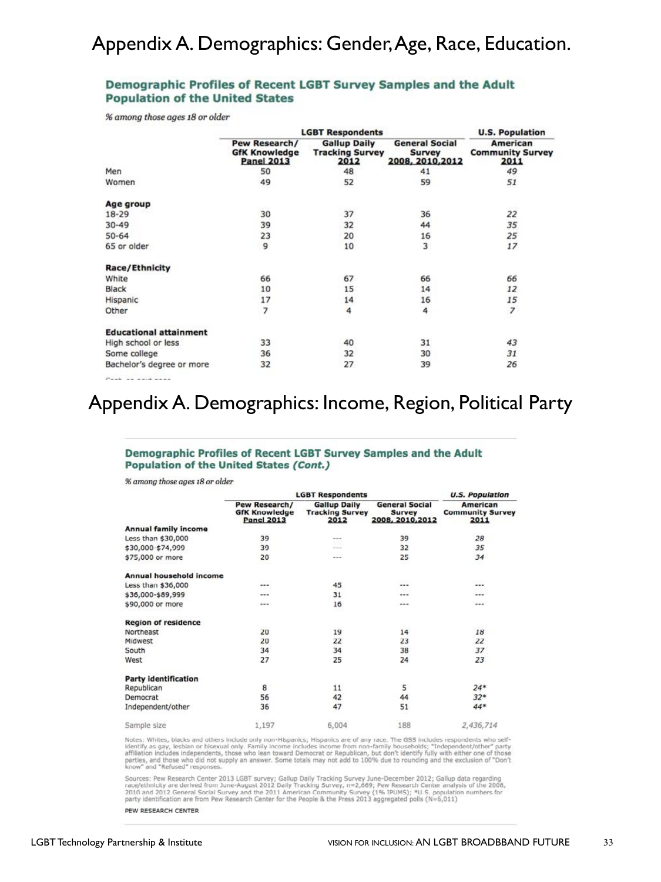# Appendix A. Demographics: Gender, Age, Race, Education.

**Demographic Profiles of Recent LGBT Survey Samples and the Adult Population of the United States**

*% among those ages 18 or older*

| | LGBT Respondents | | | U.S. Population |
|---|---|---|---|---|
| | Pew Research/ GfK Knowledge Panel 2013 | Gallup Daily Tracking Survey 2012 | General Social Survey 2008, 2010, 2012 | American Community Survey 2011 |
| Men | 50 | 48 | 41 | *49* |
| Women | 49 | 52 | 59 | *51* |
| **Age group** | | | | |
| 18-29 | 30 | 37 | 36 | *22* |
| 30-49 | 39 | 32 | 44 | *35* |
| 50-64 | 23 | 20 | 16 | *25* |
| 65 or older | 9 | 10 | 3 | *17* |
| **Race/Ethnicity** | | | | |
| White | 66 | 67 | 66 | *66* |
| Black | 10 | 15 | 14 | *12* |
| Hispanic | 17 | 14 | 16 | *15* |
| Other | 7 | 4 | 4 | *7* |
| **Educational attainment** | | | | |
| High school or less | 33 | 40 | 31 | *43* |
| Some college | 36 | 32 | 30 | *31* |
| Bachelor's degree or more | 32 | 27 | 39 | *26* |

# Appendix A. Demographics: Income, Region, Political Party

**Demographic Profiles of Recent LGBT Survey Samples and the Adult Population of the United States *(Cont.)***

*% among those ages 18 or older*

| | LGBT Respondents | | | *U.S. Population* |
|---|---|---|---|---|
| | Pew Research/ GfK Knowledge Panel 2013 | Gallup Daily Tracking Survey 2012 | General Social Survey 2008, 2010, 2012 | American Community Survey 2011 |
| **Annual family income** | | | | |
| Less than $30,000 | 39 | --- | 39 | *28* |
| $30,000-$74,999 | 39 | --- | 32 | *35* |
| $75,000 or more | 20 | --- | 25 | *34* |
| **Annual household income** | | | | |
| Less than $36,000 | --- | 45 | --- | --- |
| $36,000-$89,999 | --- | 31 | --- | --- |
| $90,000 or more | --- | 16 | --- | --- |
| **Region of residence** | | | | |
| Northeast | 20 | 19 | 14 | *18* |
| Midwest | 20 | 22 | 23 | *22* |
| South | 34 | 34 | 38 | *37* |
| West | 27 | 25 | 24 | *23* |
| **Party identification** | | | | |
| Republican | 8 | 11 | 5 | *24** |
| Democrat | 56 | 42 | 44 | *32** |
| Independent/other | 36 | 47 | 51 | *44** |
| Sample size | 1,197 | 6,004 | 188 | *2,436,714* |

Notes: Whites, blacks and others include only non-Hispanics; Hispanics are of any race. The GSS includes respondents who self-identify as gay, lesbian or bisexual only. Family income includes income from non-family households; "Independent/other" party affiliation includes independents, those who lean toward Democrat or Republican, but don't identify fully with either one of those parties, and those who did not supply an answer. Some totals may not add to 100% due to rounding and the exclusion of "Don't know" and "Refused" responses.

Sources: Pew Research Center 2013 LGBT survey; Gallup Daily Tracking Survey June-December 2012; Gallup data regarding race/ethnicity are derived from June-August 2012 Daily Tracking Survey, n=2,669; Pew Research Center analysis of the 2008, 2010 and 2012 General Social Survey and the 2011 American Community Survey (1% IPUMS); *U.S. population numbers for party identification are from Pew Research Center for the People & the Press 2013 aggregated polls (N=6,011)

PEW RESEARCH CENTER